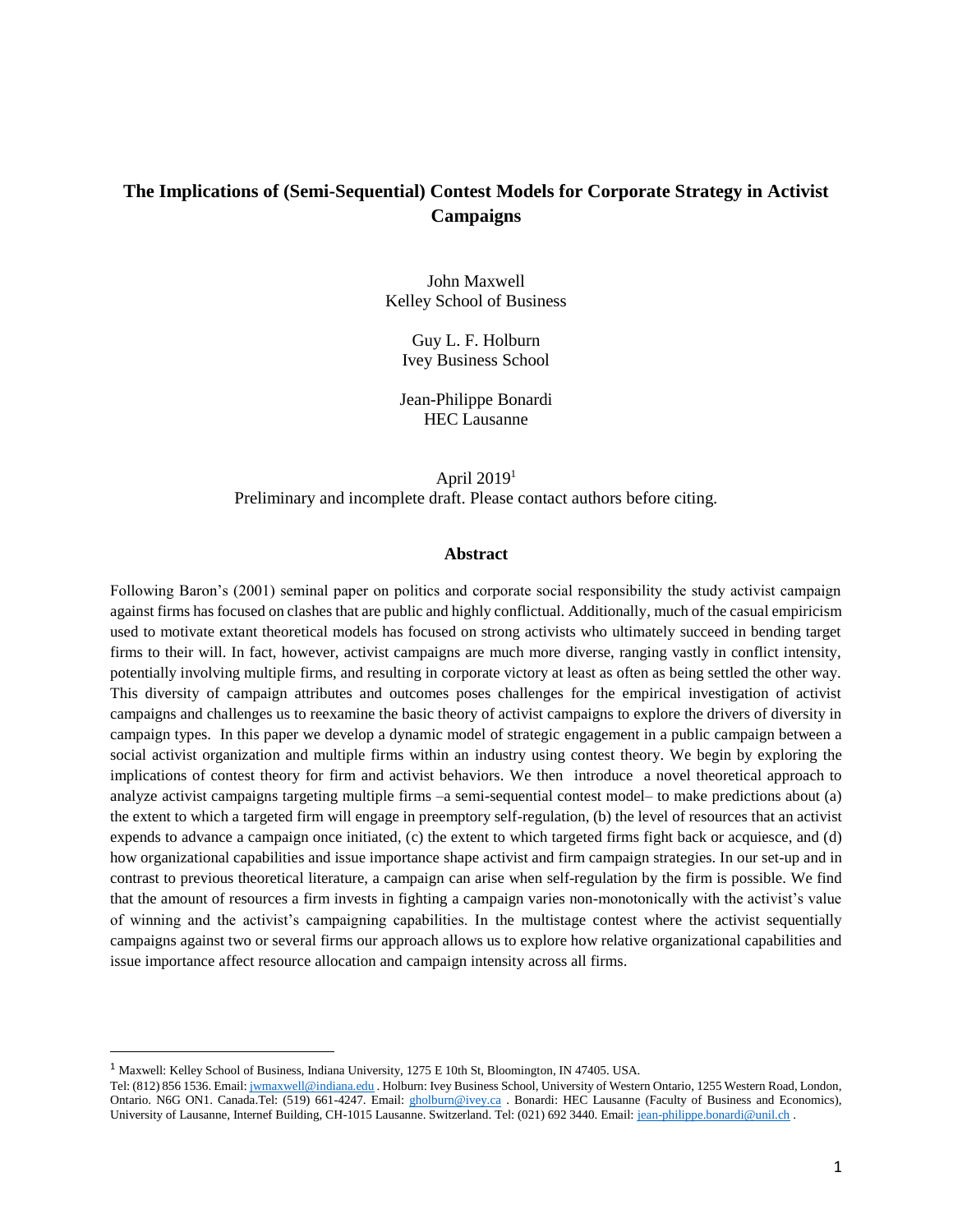# The Implications of (Semi-Sequential) Contest Models for Corporate Strategy in Activist Campaigns

John Maxwell  
Kelley School of Business

Guy L. F. Holburn  
Ivey Business School

Jean-Philippe Bonardi  
HEC Lausanne

April 2019[1]

Preliminary and incomplete draft. Please contact authors before citing.

## Abstract

Following Baron's (2001) seminal paper on politics and corporate social responsibility the study activist campaign against firms has focused on clashes that are public and highly conflictual. Additionally, much of the casual empiricism used to motivate extant theoretical models has focused on strong activists who ultimately succeed in bending target firms to their will. In fact, however, activist campaigns are much more diverse, ranging vastly in conflict intensity, potentially involving multiple firms, and resulting in corporate victory at least as often as being settled the other way. This diversity of campaign attributes and outcomes poses challenges for the empirical investigation of activist campaigns and challenges us to reexamine the basic theory of activist campaigns to explore the drivers of diversity in campaign types. In this paper we develop a dynamic model of strategic engagement in a public campaign between a social activist organization and multiple firms within an industry using contest theory. We begin by exploring the implications of contest theory for firm and activist behaviors. We then introduce a novel theoretical approach to analyze activist campaigns targeting multiple firms –a semi-sequential contest model– to make predictions about (a) the extent to which a targeted firm will engage in preemptory self-regulation, (b) the level of resources that an activist expends to advance a campaign once initiated, (c) the extent to which targeted firms fight back or acquiesce, and (d) how organizational capabilities and issue importance shape activist and firm campaign strategies. In our set-up and in contrast to previous theoretical literature, a campaign can arise when self-regulation by the firm is possible. We find that the amount of resources a firm invests in fighting a campaign varies non-monotonically with the activist's value of winning and the activist's campaigning capabilities. In the multistage contest where the activist sequentially campaigns against two or several firms our approach allows us to explore how relative organizational capabilities and issue importance affect resource allocation and campaign intensity across all firms.

---

[1] Maxwell: Kelley School of Business, Indiana University, 1275 E 10th St, Bloomington, IN 47405. USA.  
Tel: (812) 856 1536. Email: jwmaxwell@indiana.edu . Holburn: Ivey Business School, University of Western Ontario, 1255 Western Road, London, Ontario. N6G ON1. Canada.Tel: (519) 661-4247. Email: gholburn@ivey.ca . Bonardi: HEC Lausanne (Faculty of Business and Economics), University of Lausanne, Internef Building, CH-1015 Lausanne. Switzerland. Tel: (021) 692 3440. Email: jean-philippe.bonardi@unil.ch .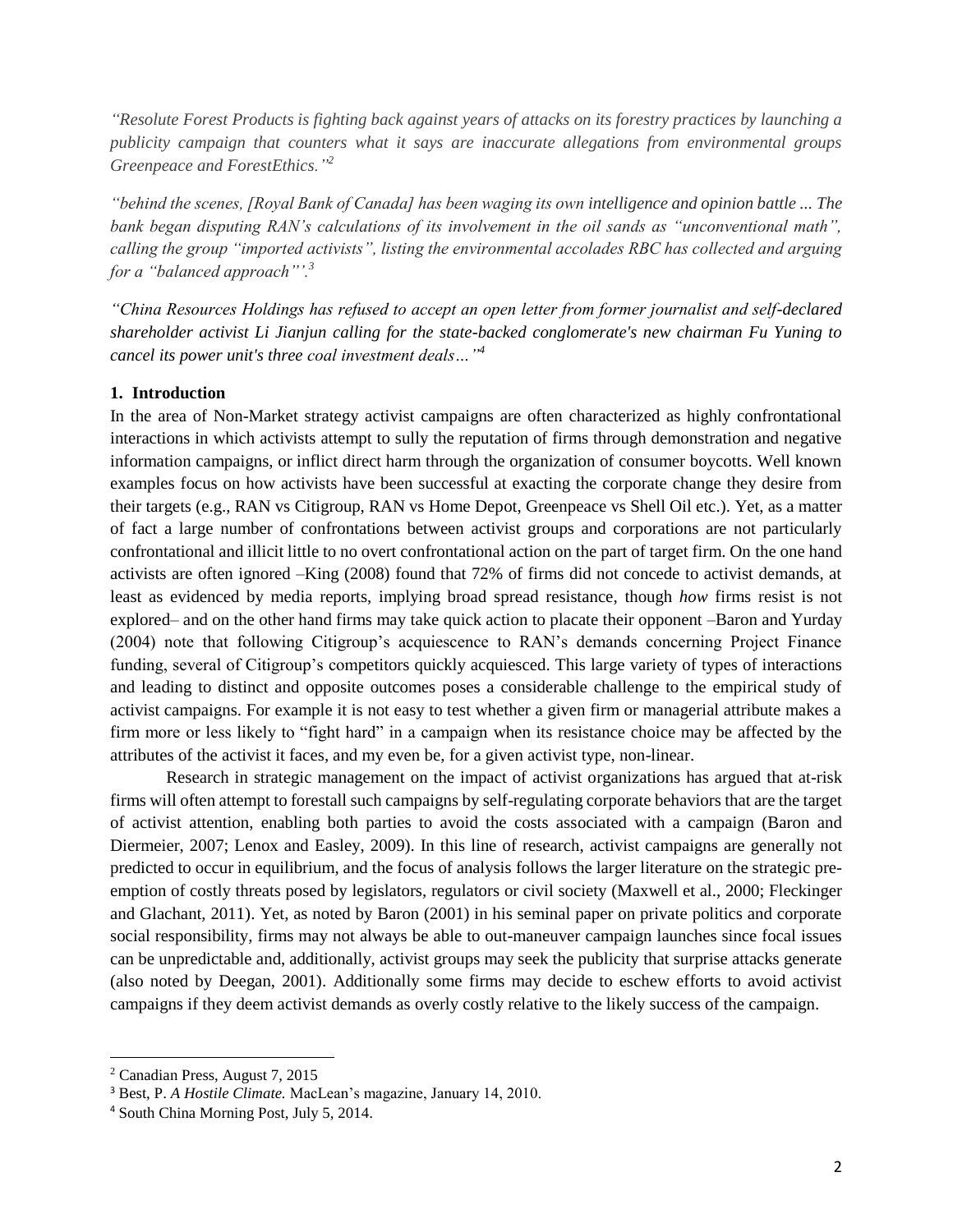*"Resolute Forest Products is fighting back against years of attacks on its forestry practices by launching a publicity campaign that counters what it says are inaccurate allegations from environmental groups Greenpeace and ForestEthics."*[2]

*"behind the scenes, [Royal Bank of Canada] has been waging its own intelligence and opinion battle ... The bank began disputing RAN's calculations of its involvement in the oil sands as "unconventional math", calling the group "imported activists", listing the environmental accolades RBC has collected and arguing for a "balanced approach"'.*[3]

*"China Resources Holdings has refused to accept an open letter from former journalist and self-declared shareholder activist Li Jianjun calling for the state-backed conglomerate's new chairman Fu Yuning to cancel its power unit's three coal investment deals…"*[4]

## 1. Introduction

In the area of Non-Market strategy activist campaigns are often characterized as highly confrontational interactions in which activists attempt to sully the reputation of firms through demonstration and negative information campaigns, or inflict direct harm through the organization of consumer boycotts. Well known examples focus on how activists have been successful at exacting the corporate change they desire from their targets (e.g., RAN vs Citigroup, RAN vs Home Depot, Greenpeace vs Shell Oil etc.). Yet, as a matter of fact a large number of confrontations between activist groups and corporations are not particularly confrontational and illicit little to no overt confrontational action on the part of target firm. On the one hand activists are often ignored –King (2008) found that 72% of firms did not concede to activist demands, at least as evidenced by media reports, implying broad spread resistance, though *how* firms resist is not explored– and on the other hand firms may take quick action to placate their opponent –Baron and Yurday (2004) note that following Citigroup's acquiescence to RAN's demands concerning Project Finance funding, several of Citigroup's competitors quickly acquiesced. This large variety of types of interactions and leading to distinct and opposite outcomes poses a considerable challenge to the empirical study of activist campaigns. For example it is not easy to test whether a given firm or managerial attribute makes a firm more or less likely to "fight hard" in a campaign when its resistance choice may be affected by the attributes of the activist it faces, and my even be, for a given activist type, non-linear.

Research in strategic management on the impact of activist organizations has argued that at-risk firms will often attempt to forestall such campaigns by self-regulating corporate behaviors that are the target of activist attention, enabling both parties to avoid the costs associated with a campaign (Baron and Diermeier, 2007; Lenox and Easley, 2009). In this line of research, activist campaigns are generally not predicted to occur in equilibrium, and the focus of analysis follows the larger literature on the strategic pre-emption of costly threats posed by legislators, regulators or civil society (Maxwell et al., 2000; Fleckinger and Glachant, 2011). Yet, as noted by Baron (2001) in his seminal paper on private politics and corporate social responsibility, firms may not always be able to out-maneuver campaign launches since focal issues can be unpredictable and, additionally, activist groups may seek the publicity that surprise attacks generate (also noted by Deegan, 2001). Additionally some firms may decide to eschew efforts to avoid activist campaigns if they deem activist demands as overly costly relative to the likely success of the campaign.

---

[2] Canadian Press, August 7, 2015

[3] Best, P. *A Hostile Climate.* MacLean's magazine, January 14, 2010.

[4] South China Morning Post, July 5, 2014.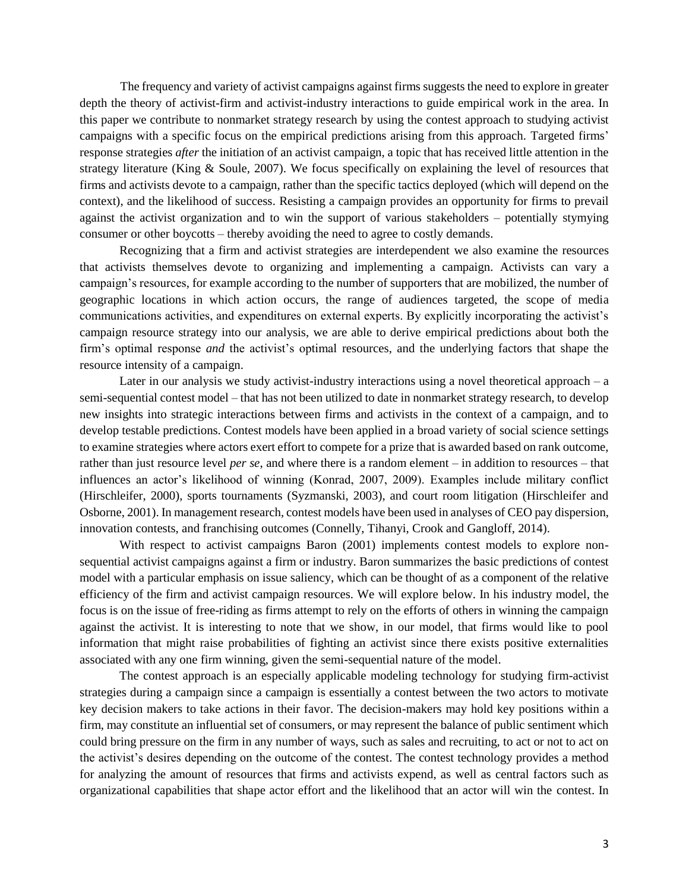The frequency and variety of activist campaigns against firms suggests the need to explore in greater depth the theory of activist-firm and activist-industry interactions to guide empirical work in the area. In this paper we contribute to nonmarket strategy research by using the contest approach to studying activist campaigns with a specific focus on the empirical predictions arising from this approach. Targeted firms' response strategies *after* the initiation of an activist campaign, a topic that has received little attention in the strategy literature (King & Soule, 2007). We focus specifically on explaining the level of resources that firms and activists devote to a campaign, rather than the specific tactics deployed (which will depend on the context), and the likelihood of success. Resisting a campaign provides an opportunity for firms to prevail against the activist organization and to win the support of various stakeholders – potentially stymying consumer or other boycotts – thereby avoiding the need to agree to costly demands.

Recognizing that a firm and activist strategies are interdependent we also examine the resources that activists themselves devote to organizing and implementing a campaign. Activists can vary a campaign's resources, for example according to the number of supporters that are mobilized, the number of geographic locations in which action occurs, the range of audiences targeted, the scope of media communications activities, and expenditures on external experts. By explicitly incorporating the activist's campaign resource strategy into our analysis, we are able to derive empirical predictions about both the firm's optimal response *and* the activist's optimal resources, and the underlying factors that shape the resource intensity of a campaign.

Later in our analysis we study activist-industry interactions using a novel theoretical approach – a semi-sequential contest model – that has not been utilized to date in nonmarket strategy research, to develop new insights into strategic interactions between firms and activists in the context of a campaign, and to develop testable predictions. Contest models have been applied in a broad variety of social science settings to examine strategies where actors exert effort to compete for a prize that is awarded based on rank outcome, rather than just resource level *per se*, and where there is a random element – in addition to resources – that influences an actor's likelihood of winning (Konrad, 2007, 2009). Examples include military conflict (Hirschleifer, 2000), sports tournaments (Syzmanski, 2003), and court room litigation (Hirschleifer and Osborne, 2001). In management research, contest models have been used in analyses of CEO pay dispersion, innovation contests, and franchising outcomes (Connelly, Tihanyi, Crook and Gangloff, 2014).

With respect to activist campaigns Baron (2001) implements contest models to explore non-sequential activist campaigns against a firm or industry. Baron summarizes the basic predictions of contest model with a particular emphasis on issue saliency, which can be thought of as a component of the relative efficiency of the firm and activist campaign resources. We will explore below. In his industry model, the focus is on the issue of free-riding as firms attempt to rely on the efforts of others in winning the campaign against the activist. It is interesting to note that we show, in our model, that firms would like to pool information that might raise probabilities of fighting an activist since there exists positive externalities associated with any one firm winning, given the semi-sequential nature of the model.

The contest approach is an especially applicable modeling technology for studying firm-activist strategies during a campaign since a campaign is essentially a contest between the two actors to motivate key decision makers to take actions in their favor. The decision-makers may hold key positions within a firm, may constitute an influential set of consumers, or may represent the balance of public sentiment which could bring pressure on the firm in any number of ways, such as sales and recruiting, to act or not to act on the activist's desires depending on the outcome of the contest. The contest technology provides a method for analyzing the amount of resources that firms and activists expend, as well as central factors such as organizational capabilities that shape actor effort and the likelihood that an actor will win the contest. In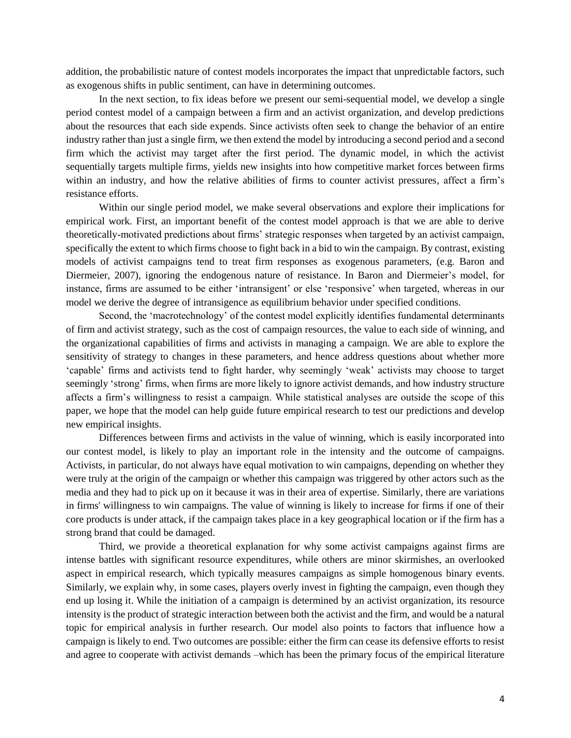addition, the probabilistic nature of contest models incorporates the impact that unpredictable factors, such as exogenous shifts in public sentiment, can have in determining outcomes.

In the next section, to fix ideas before we present our semi-sequential model, we develop a single period contest model of a campaign between a firm and an activist organization, and develop predictions about the resources that each side expends. Since activists often seek to change the behavior of an entire industry rather than just a single firm, we then extend the model by introducing a second period and a second firm which the activist may target after the first period. The dynamic model, in which the activist sequentially targets multiple firms, yields new insights into how competitive market forces between firms within an industry, and how the relative abilities of firms to counter activist pressures, affect a firm's resistance efforts.

Within our single period model, we make several observations and explore their implications for empirical work. First, an important benefit of the contest model approach is that we are able to derive theoretically-motivated predictions about firms' strategic responses when targeted by an activist campaign, specifically the extent to which firms choose to fight back in a bid to win the campaign. By contrast, existing models of activist campaigns tend to treat firm responses as exogenous parameters, (e.g. Baron and Diermeier, 2007), ignoring the endogenous nature of resistance. In Baron and Diermeier's model, for instance, firms are assumed to be either 'intransigent' or else 'responsive' when targeted, whereas in our model we derive the degree of intransigence as equilibrium behavior under specified conditions.

Second, the 'macrotechnology' of the contest model explicitly identifies fundamental determinants of firm and activist strategy, such as the cost of campaign resources, the value to each side of winning, and the organizational capabilities of firms and activists in managing a campaign. We are able to explore the sensitivity of strategy to changes in these parameters, and hence address questions about whether more 'capable' firms and activists tend to fight harder, why seemingly 'weak' activists may choose to target seemingly 'strong' firms, when firms are more likely to ignore activist demands, and how industry structure affects a firm's willingness to resist a campaign. While statistical analyses are outside the scope of this paper, we hope that the model can help guide future empirical research to test our predictions and develop new empirical insights.

Differences between firms and activists in the value of winning, which is easily incorporated into our contest model, is likely to play an important role in the intensity and the outcome of campaigns. Activists, in particular, do not always have equal motivation to win campaigns, depending on whether they were truly at the origin of the campaign or whether this campaign was triggered by other actors such as the media and they had to pick up on it because it was in their area of expertise. Similarly, there are variations in firms' willingness to win campaigns. The value of winning is likely to increase for firms if one of their core products is under attack, if the campaign takes place in a key geographical location or if the firm has a strong brand that could be damaged.

Third, we provide a theoretical explanation for why some activist campaigns against firms are intense battles with significant resource expenditures, while others are minor skirmishes, an overlooked aspect in empirical research, which typically measures campaigns as simple homogenous binary events. Similarly, we explain why, in some cases, players overly invest in fighting the campaign, even though they end up losing it. While the initiation of a campaign is determined by an activist organization, its resource intensity is the product of strategic interaction between both the activist and the firm, and would be a natural topic for empirical analysis in further research. Our model also points to factors that influence how a campaign is likely to end. Two outcomes are possible: either the firm can cease its defensive efforts to resist and agree to cooperate with activist demands –which has been the primary focus of the empirical literature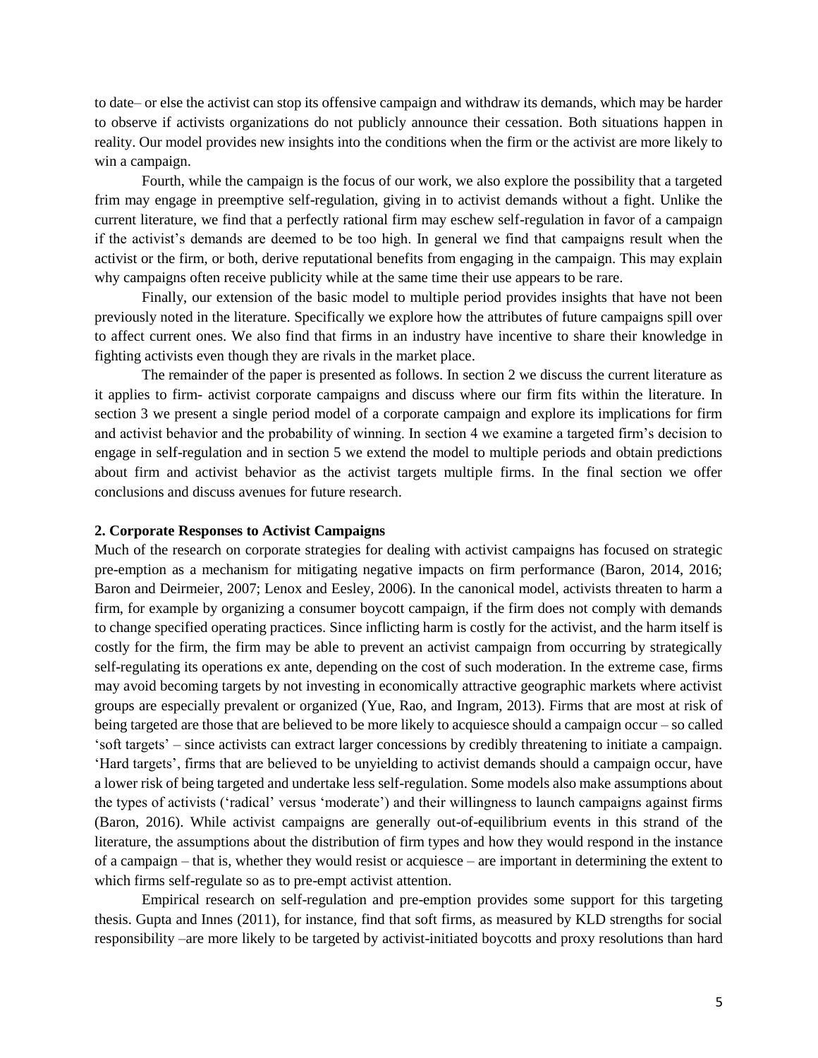to date– or else the activist can stop its offensive campaign and withdraw its demands, which may be harder to observe if activists organizations do not publicly announce their cessation. Both situations happen in reality. Our model provides new insights into the conditions when the firm or the activist are more likely to win a campaign.

Fourth, while the campaign is the focus of our work, we also explore the possibility that a targeted frim may engage in preemptive self-regulation, giving in to activist demands without a fight. Unlike the current literature, we find that a perfectly rational firm may eschew self-regulation in favor of a campaign if the activist's demands are deemed to be too high. In general we find that campaigns result when the activist or the firm, or both, derive reputational benefits from engaging in the campaign. This may explain why campaigns often receive publicity while at the same time their use appears to be rare.

Finally, our extension of the basic model to multiple period provides insights that have not been previously noted in the literature. Specifically we explore how the attributes of future campaigns spill over to affect current ones. We also find that firms in an industry have incentive to share their knowledge in fighting activists even though they are rivals in the market place.

The remainder of the paper is presented as follows. In section 2 we discuss the current literature as it applies to firm- activist corporate campaigns and discuss where our firm fits within the literature. In section 3 we present a single period model of a corporate campaign and explore its implications for firm and activist behavior and the probability of winning. In section 4 we examine a targeted firm's decision to engage in self-regulation and in section 5 we extend the model to multiple periods and obtain predictions about firm and activist behavior as the activist targets multiple firms. In the final section we offer conclusions and discuss avenues for future research.

## 2. Corporate Responses to Activist Campaigns

Much of the research on corporate strategies for dealing with activist campaigns has focused on strategic pre-emption as a mechanism for mitigating negative impacts on firm performance (Baron, 2014, 2016; Baron and Deirmeier, 2007; Lenox and Eesley, 2006). In the canonical model, activists threaten to harm a firm, for example by organizing a consumer boycott campaign, if the firm does not comply with demands to change specified operating practices. Since inflicting harm is costly for the activist, and the harm itself is costly for the firm, the firm may be able to prevent an activist campaign from occurring by strategically self-regulating its operations ex ante, depending on the cost of such moderation. In the extreme case, firms may avoid becoming targets by not investing in economically attractive geographic markets where activist groups are especially prevalent or organized (Yue, Rao, and Ingram, 2013). Firms that are most at risk of being targeted are those that are believed to be more likely to acquiesce should a campaign occur – so called 'soft targets' – since activists can extract larger concessions by credibly threatening to initiate a campaign. 'Hard targets', firms that are believed to be unyielding to activist demands should a campaign occur, have a lower risk of being targeted and undertake less self-regulation. Some models also make assumptions about the types of activists ('radical' versus 'moderate') and their willingness to launch campaigns against firms (Baron, 2016). While activist campaigns are generally out-of-equilibrium events in this strand of the literature, the assumptions about the distribution of firm types and how they would respond in the instance of a campaign – that is, whether they would resist or acquiesce – are important in determining the extent to which firms self-regulate so as to pre-empt activist attention.

Empirical research on self-regulation and pre-emption provides some support for this targeting thesis. Gupta and Innes (2011), for instance, find that soft firms, as measured by KLD strengths for social responsibility –are more likely to be targeted by activist-initiated boycotts and proxy resolutions than hard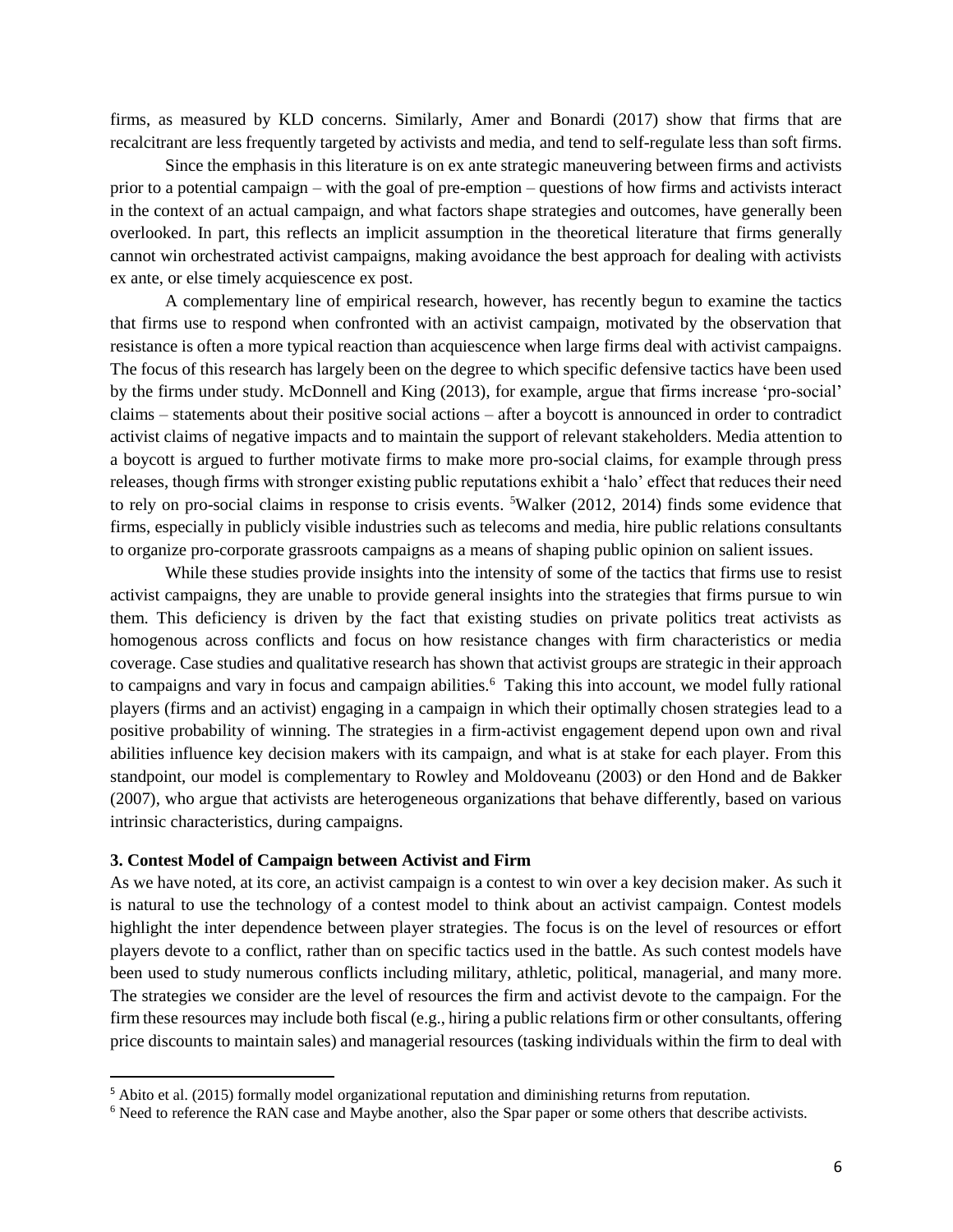firms, as measured by KLD concerns. Similarly, Amer and Bonardi (2017) show that firms that are recalcitrant are less frequently targeted by activists and media, and tend to self-regulate less than soft firms.

Since the emphasis in this literature is on ex ante strategic maneuvering between firms and activists prior to a potential campaign – with the goal of pre-emption – questions of how firms and activists interact in the context of an actual campaign, and what factors shape strategies and outcomes, have generally been overlooked. In part, this reflects an implicit assumption in the theoretical literature that firms generally cannot win orchestrated activist campaigns, making avoidance the best approach for dealing with activists ex ante, or else timely acquiescence ex post.

A complementary line of empirical research, however, has recently begun to examine the tactics that firms use to respond when confronted with an activist campaign, motivated by the observation that resistance is often a more typical reaction than acquiescence when large firms deal with activist campaigns. The focus of this research has largely been on the degree to which specific defensive tactics have been used by the firms under study. McDonnell and King (2013), for example, argue that firms increase 'pro-social' claims – statements about their positive social actions – after a boycott is announced in order to contradict activist claims of negative impacts and to maintain the support of relevant stakeholders. Media attention to a boycott is argued to further motivate firms to make more pro-social claims, for example through press releases, though firms with stronger existing public reputations exhibit a 'halo' effect that reduces their need to rely on pro-social claims in response to crisis events. [5]Walker (2012, 2014) finds some evidence that firms, especially in publicly visible industries such as telecoms and media, hire public relations consultants to organize pro-corporate grassroots campaigns as a means of shaping public opinion on salient issues.

While these studies provide insights into the intensity of some of the tactics that firms use to resist activist campaigns, they are unable to provide general insights into the strategies that firms pursue to win them. This deficiency is driven by the fact that existing studies on private politics treat activists as homogenous across conflicts and focus on how resistance changes with firm characteristics or media coverage. Case studies and qualitative research has shown that activist groups are strategic in their approach to campaigns and vary in focus and campaign abilities.[6] Taking this into account, we model fully rational players (firms and an activist) engaging in a campaign in which their optimally chosen strategies lead to a positive probability of winning. The strategies in a firm-activist engagement depend upon own and rival abilities influence key decision makers with its campaign, and what is at stake for each player. From this standpoint, our model is complementary to Rowley and Moldoveanu (2003) or den Hond and de Bakker (2007), who argue that activists are heterogeneous organizations that behave differently, based on various intrinsic characteristics, during campaigns.

### 3. Contest Model of Campaign between Activist and Firm

As we have noted, at its core, an activist campaign is a contest to win over a key decision maker. As such it is natural to use the technology of a contest model to think about an activist campaign. Contest models highlight the inter dependence between player strategies. The focus is on the level of resources or effort players devote to a conflict, rather than on specific tactics used in the battle. As such contest models have been used to study numerous conflicts including military, athletic, political, managerial, and many more. The strategies we consider are the level of resources the firm and activist devote to the campaign. For the firm these resources may include both fiscal (e.g., hiring a public relations firm or other consultants, offering price discounts to maintain sales) and managerial resources (tasking individuals within the firm to deal with

[5] Abito et al. (2015) formally model organizational reputation and diminishing returns from reputation.

[6] Need to reference the RAN case and Maybe another, also the Spar paper or some others that describe activists.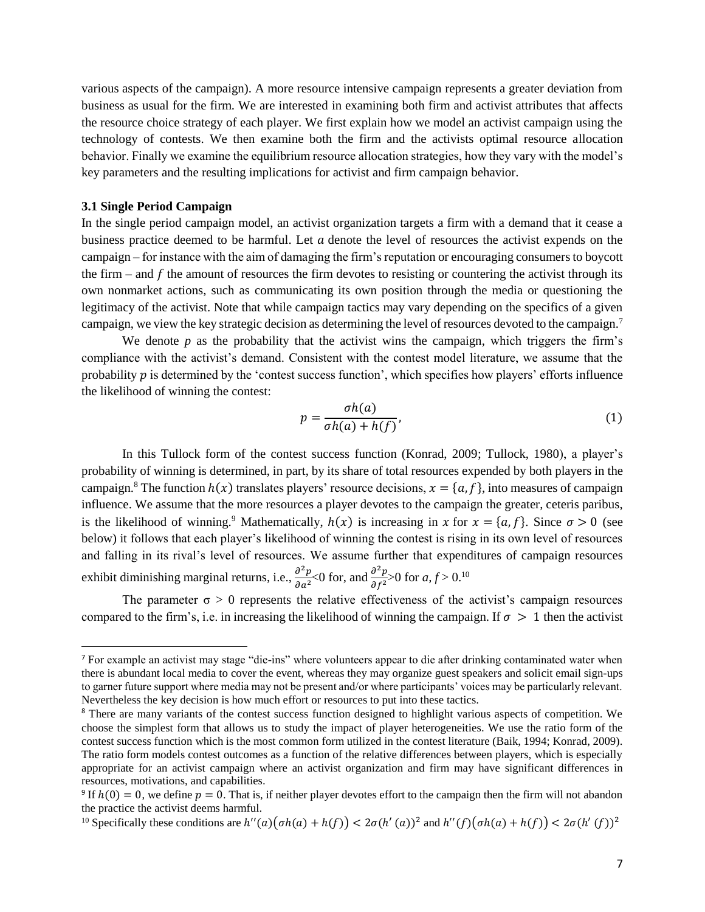various aspects of the campaign). A more resource intensive campaign represents a greater deviation from business as usual for the firm. We are interested in examining both firm and activist attributes that affects the resource choice strategy of each player. We first explain how we model an activist campaign using the technology of contests. We then examine both the firm and the activists optimal resource allocation behavior. Finally we examine the equilibrium resource allocation strategies, how they vary with the model's key parameters and the resulting implications for activist and firm campaign behavior.

### 3.1 Single Period Campaign

In the single period campaign model, an activist organization targets a firm with a demand that it cease a business practice deemed to be harmful. Let $a$ denote the level of resources the activist expends on the campaign – for instance with the aim of damaging the firm's reputation or encouraging consumers to boycott the firm – and $f$ the amount of resources the firm devotes to resisting or countering the activist through its own nonmarket actions, such as communicating its own position through the media or questioning the legitimacy of the activist. Note that while campaign tactics may vary depending on the specifics of a given campaign, we view the key strategic decision as determining the level of resources devoted to the campaign.[7]

We denote $p$ as the probability that the activist wins the campaign, which triggers the firm's compliance with the activist's demand. Consistent with the contest model literature, we assume that the probability $p$ is determined by the 'contest success function', which specifies how players' efforts influence the likelihood of winning the contest:

$$p = \frac{\sigma h(a)}{\sigma h(a) + h(f)}, \tag{1}$$

In this Tullock form of the contest success function (Konrad, 2009; Tullock, 1980), a player's probability of winning is determined, in part, by its share of total resources expended by both players in the campaign.[8] The function $h(x)$ translates players' resource decisions, $x = \{a, f\}$, into measures of campaign influence. We assume that the more resources a player devotes to the campaign the greater, ceteris paribus, is the likelihood of winning.[9] Mathematically, $h(x)$ is increasing in $x$ for $x = \{a, f\}$. Since $\sigma > 0$ (see below) it follows that each player's likelihood of winning the contest is rising in its own level of resources and falling in its rival's level of resources. We assume further that expenditures of campaign resources exhibit diminishing marginal returns, i.e., $\frac{\partial^2 p}{\partial a^2}<0$ for, and $\frac{\partial^2 p}{\partial f^2}>0$ for $a, f > 0$.[10]

The parameter $\sigma > 0$ represents the relative effectiveness of the activist's campaign resources compared to the firm's, i.e. in increasing the likelihood of winning the campaign. If $\sigma > 1$ then the activist

---

[7] For example an activist may stage "die-ins" where volunteers appear to die after drinking contaminated water when there is abundant local media to cover the event, whereas they may organize guest speakers and solicit email sign-ups to garner future support where media may not be present and/or where participants' voices may be particularly relevant. Nevertheless the key decision is how much effort or resources to put into these tactics.

[8] There are many variants of the contest success function designed to highlight various aspects of competition. We choose the simplest form that allows us to study the impact of player heterogeneities. We use the ratio form of the contest success function which is the most common form utilized in the contest literature (Baik, 1994; Konrad, 2009). The ratio form models contest outcomes as a function of the relative differences between players, which is especially appropriate for an activist campaign where an activist organization and firm may have significant differences in resources, motivations, and capabilities.

[9] If $h(0) = 0$, we define $p = 0$. That is, if neither player devotes effort to the campaign then the firm will not abandon the practice the activist deems harmful.

[10] Specifically these conditions are $h''(a)\big(\sigma h(a) + h(f)\big) < 2\sigma(h'(a))^2$ and $h''(f)\big(\sigma h(a) + h(f)\big) < 2\sigma(h'(f))^2$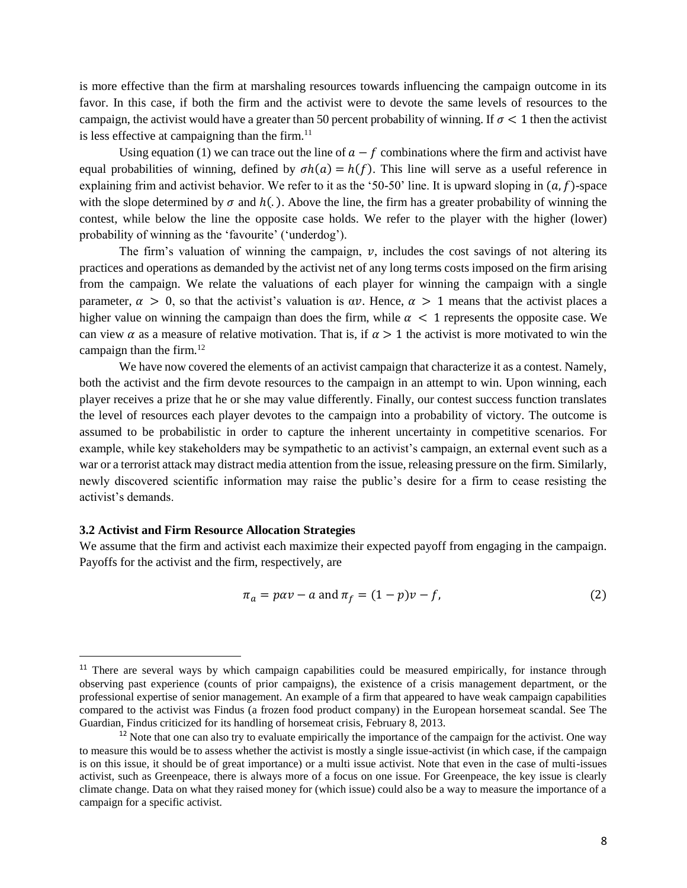is more effective than the firm at marshaling resources towards influencing the campaign outcome in its favor. In this case, if both the firm and the activist were to devote the same levels of resources to the campaign, the activist would have a greater than 50 percent probability of winning. If $\sigma < 1$ then the activist is less effective at campaigning than the firm.[11]

Using equation (1) we can trace out the line of $a - f$ combinations where the firm and activist have equal probabilities of winning, defined by $\sigma h(a) = h(f)$. This line will serve as a useful reference in explaining frim and activist behavior. We refer to it as the '50-50' line. It is upward sloping in $(a, f)$-space with the slope determined by $\sigma$ and $h(.)$. Above the line, the firm has a greater probability of winning the contest, while below the line the opposite case holds. We refer to the player with the higher (lower) probability of winning as the 'favourite' ('underdog').

The firm's valuation of winning the campaign, $v$, includes the cost savings of not altering its practices and operations as demanded by the activist net of any long terms costs imposed on the firm arising from the campaign. We relate the valuations of each player for winning the campaign with a single parameter, $\alpha > 0$, so that the activist's valuation is $\alpha v$. Hence, $\alpha > 1$ means that the activist places a higher value on winning the campaign than does the firm, while $\alpha < 1$ represents the opposite case. We can view $\alpha$ as a measure of relative motivation. That is, if $\alpha > 1$ the activist is more motivated to win the campaign than the firm.[12]

We have now covered the elements of an activist campaign that characterize it as a contest. Namely, both the activist and the firm devote resources to the campaign in an attempt to win. Upon winning, each player receives a prize that he or she may value differently. Finally, our contest success function translates the level of resources each player devotes to the campaign into a probability of victory. The outcome is assumed to be probabilistic in order to capture the inherent uncertainty in competitive scenarios. For example, while key stakeholders may be sympathetic to an activist's campaign, an external event such as a war or a terrorist attack may distract media attention from the issue, releasing pressure on the firm. Similarly, newly discovered scientific information may raise the public's desire for a firm to cease resisting the activist's demands.

### 3.2 Activist and Firm Resource Allocation Strategies

We assume that the firm and activist each maximize their expected payoff from engaging in the campaign. Payoffs for the activist and the firm, respectively, are

$$\pi_a = p\alpha v - a \text{ and } \pi_f = (1 - p)v - f, \tag{2}$$

---

[11] There are several ways by which campaign capabilities could be measured empirically, for instance through observing past experience (counts of prior campaigns), the existence of a crisis management department, or the professional expertise of senior management. An example of a firm that appeared to have weak campaign capabilities compared to the activist was Findus (a frozen food product company) in the European horsemeat scandal. See The Guardian, Findus criticized for its handling of horsemeat crisis, February 8, 2013.

[12] Note that one can also try to evaluate empirically the importance of the campaign for the activist. One way to measure this would be to assess whether the activist is mostly a single issue-activist (in which case, if the campaign is on this issue, it should be of great importance) or a multi issue activist. Note that even in the case of multi-issues activist, such as Greenpeace, there is always more of a focus on one issue. For Greenpeace, the key issue is clearly climate change. Data on what they raised money for (which issue) could also be a way to measure the importance of a campaign for a specific activist.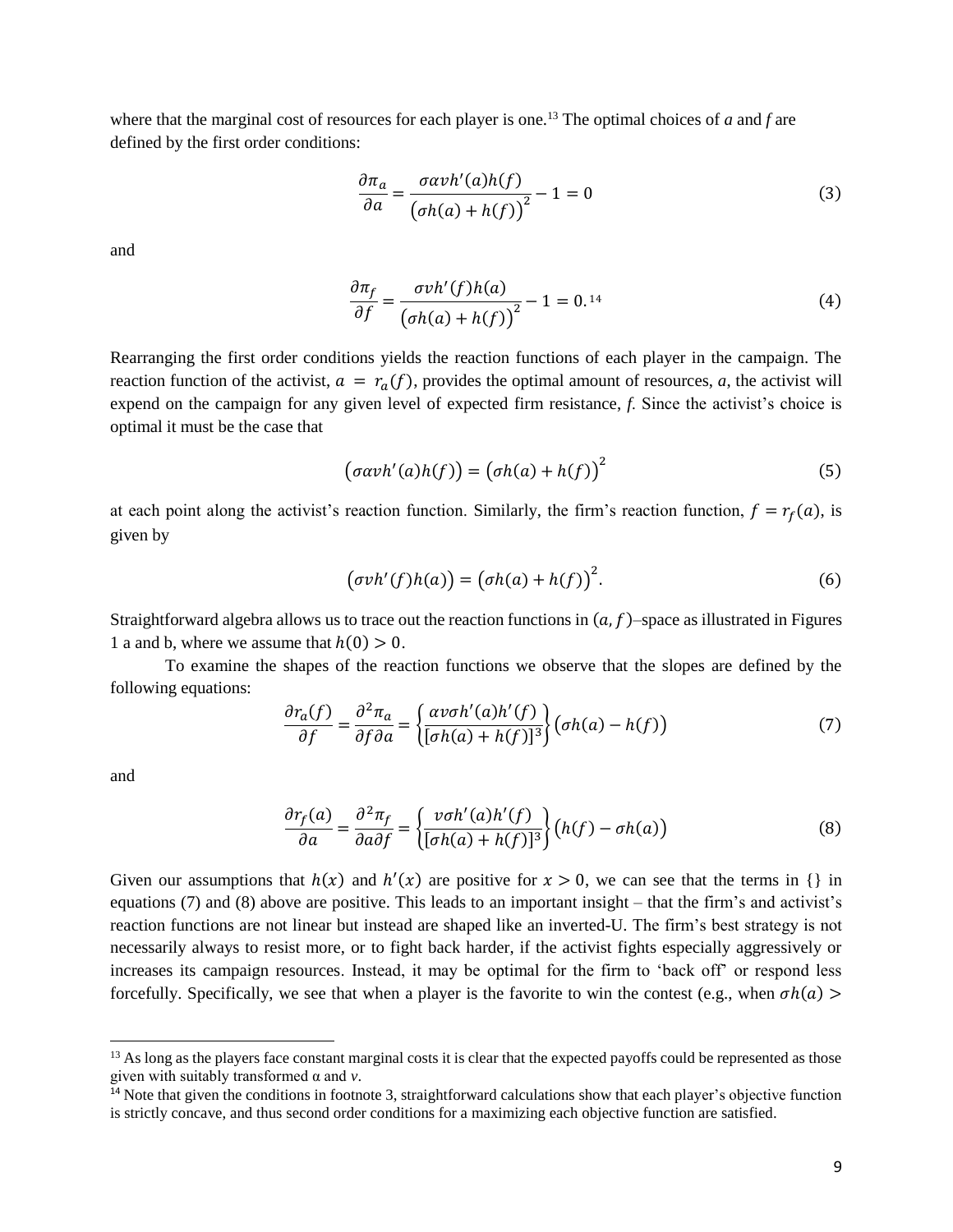where that the marginal cost of resources for each player is one.[13] The optimal choices of *a* and *f* are defined by the first order conditions:

$$\frac{\partial \pi_a}{\partial a} = \frac{\sigma \alpha v h'(a) h(f)}{\left(\sigma h(a) + h(f)\right)^2} - 1 = 0 \tag{3}$$

and

$$\frac{\partial \pi_f}{\partial f} = \frac{\sigma v h'(f) h(a)}{\left(\sigma h(a) + h(f)\right)^2} - 1 = 0.\text{[14]} \tag{4}$$

Rearranging the first order conditions yields the reaction functions of each player in the campaign. The reaction function of the activist, $a = r_a(f)$, provides the optimal amount of resources, *a*, the activist will expend on the campaign for any given level of expected firm resistance, *f*. Since the activist's choice is optimal it must be the case that

$$\left(\sigma \alpha v h'(a) h(f)\right) = \left(\sigma h(a) + h(f)\right)^2 \tag{5}$$

at each point along the activist's reaction function. Similarly, the firm's reaction function, $f = r_f(a)$, is given by

$$\left(\sigma v h'(f) h(a)\right) = \left(\sigma h(a) + h(f)\right)^2. \tag{6}$$

Straightforward algebra allows us to trace out the reaction functions in $(a, f)$–space as illustrated in Figures 1 a and b, where we assume that $h(0) > 0$.

To examine the shapes of the reaction functions we observe that the slopes are defined by the following equations:

$$\frac{\partial r_a(f)}{\partial f} = \frac{\partial^2 \pi_a}{\partial f \partial a} = \left\{\frac{\alpha v \sigma h'(a) h'(f)}{[\sigma h(a) + h(f)]^3}\right\}\left(\sigma h(a) - h(f)\right) \tag{7}$$

and

$$\frac{\partial r_f(a)}{\partial a} = \frac{\partial^2 \pi_f}{\partial a \partial f} = \left\{\frac{v \sigma h'(a) h'(f)}{[\sigma h(a) + h(f)]^3}\right\}\left(h(f) - \sigma h(a)\right) \tag{8}$$

Given our assumptions that $h(x)$ and $h'(x)$ are positive for $x > 0$, we can see that the terms in {} in equations (7) and (8) above are positive. This leads to an important insight – that the firm's and activist's reaction functions are not linear but instead are shaped like an inverted-U. The firm's best strategy is not necessarily always to resist more, or to fight back harder, if the activist fights especially aggressively or increases its campaign resources. Instead, it may be optimal for the firm to 'back off' or respond less forcefully. Specifically, we see that when a player is the favorite to win the contest (e.g., when $\sigma h(a) >$

[13] As long as the players face constant marginal costs it is clear that the expected payoffs could be represented as those given with suitably transformed α and *v*.

[14] Note that given the conditions in footnote 3, straightforward calculations show that each player's objective function is strictly concave, and thus second order conditions for a maximizing each objective function are satisfied.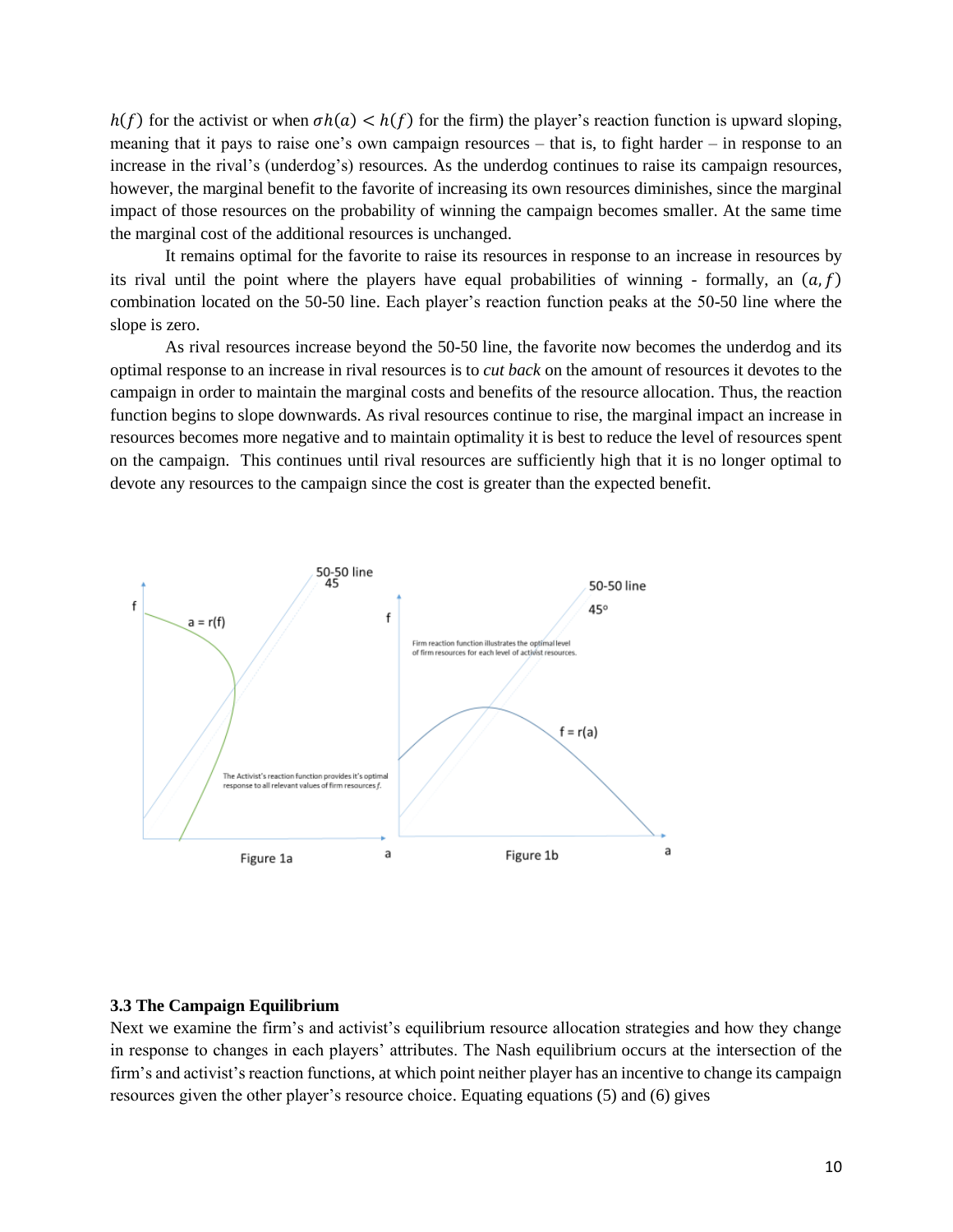$h(f)$ for the activist or when $\sigma h(a) < h(f)$ for the firm) the player's reaction function is upward sloping, meaning that it pays to raise one's own campaign resources – that is, to fight harder – in response to an increase in the rival's (underdog's) resources. As the underdog continues to raise its campaign resources, however, the marginal benefit to the favorite of increasing its own resources diminishes, since the marginal impact of those resources on the probability of winning the campaign becomes smaller. At the same time the marginal cost of the additional resources is unchanged.

It remains optimal for the favorite to raise its resources in response to an increase in resources by its rival until the point where the players have equal probabilities of winning - formally, an $(a, f)$ combination located on the 50-50 line. Each player's reaction function peaks at the 50-50 line where the slope is zero.

As rival resources increase beyond the 50-50 line, the favorite now becomes the underdog and its optimal response to an increase in rival resources is to *cut back* on the amount of resources it devotes to the campaign in order to maintain the marginal costs and benefits of the resource allocation. Thus, the reaction function begins to slope downwards. As rival resources continue to rise, the marginal impact an increase in resources becomes more negative and to maintain optimality it is best to reduce the level of resources spent on the campaign. This continues until rival resources are sufficiently high that it is no longer optimal to devote any resources to the campaign since the cost is greater than the expected benefit.

Figure 1a

Figure 1b

### 3.3 The Campaign Equilibrium

Next we examine the firm's and activist's equilibrium resource allocation strategies and how they change in response to changes in each players' attributes. The Nash equilibrium occurs at the intersection of the firm's and activist's reaction functions, at which point neither player has an incentive to change its campaign resources given the other player's resource choice. Equating equations (5) and (6) gives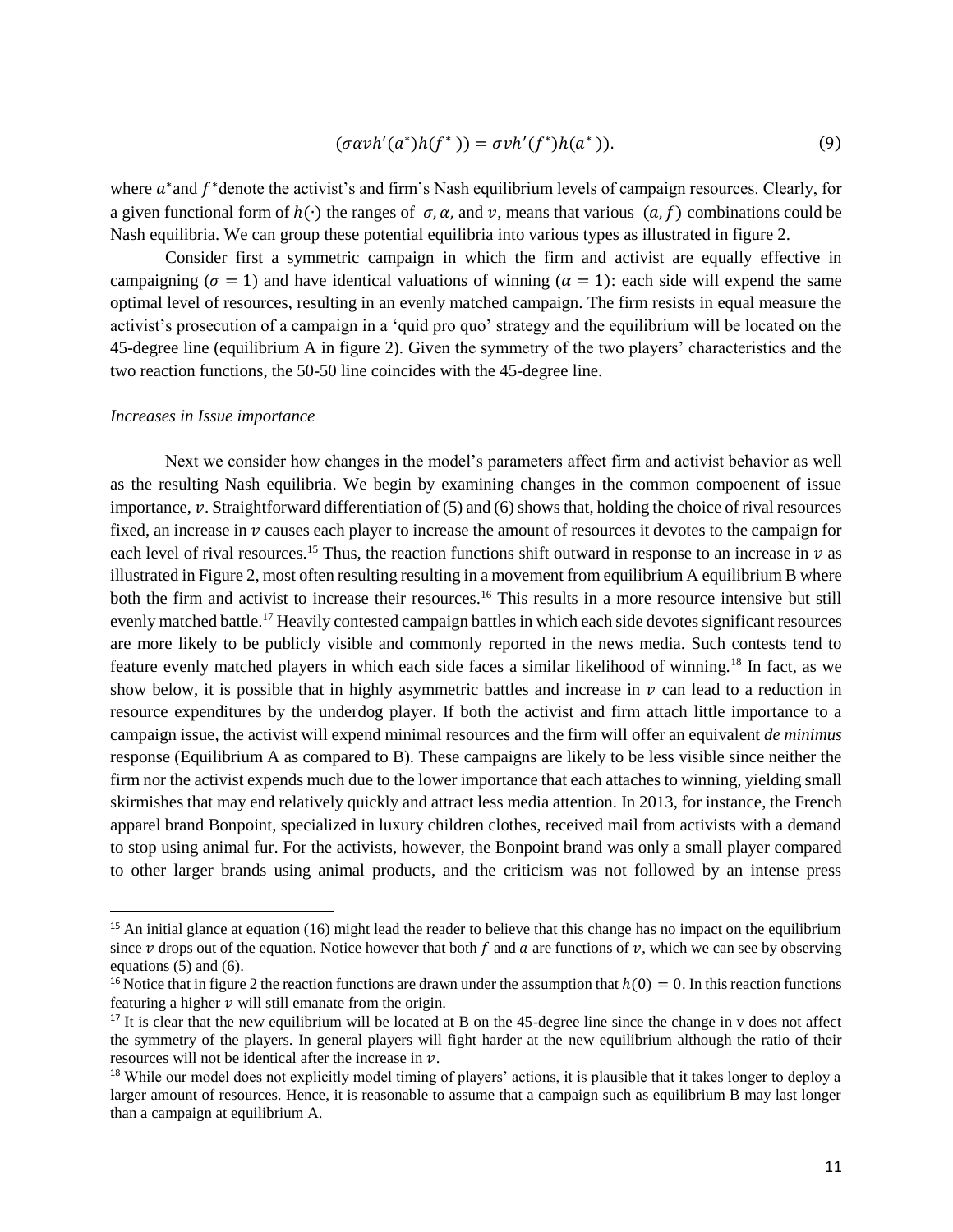$$(\sigma\alpha vh'(a^*)h(f^*)) = \sigma vh'(f^*)h(a^*)). \tag{9}$$

where $a^*$and $f^*$denote the activist's and firm's Nash equilibrium levels of campaign resources. Clearly, for a given functional form of $h(\cdot)$ the ranges of $\sigma, \alpha,$ and $v$, means that various $(a, f)$ combinations could be Nash equilibria. We can group these potential equilibria into various types as illustrated in figure 2.

Consider first a symmetric campaign in which the firm and activist are equally effective in campaigning ($\sigma = 1$) and have identical valuations of winning ($\alpha = 1$): each side will expend the same optimal level of resources, resulting in an evenly matched campaign. The firm resists in equal measure the activist's prosecution of a campaign in a 'quid pro quo' strategy and the equilibrium will be located on the 45-degree line (equilibrium A in figure 2). Given the symmetry of the two players' characteristics and the two reaction functions, the 50-50 line coincides with the 45-degree line.

*Increases in Issue importance*

Next we consider how changes in the model's parameters affect firm and activist behavior as well as the resulting Nash equilibria. We begin by examining changes in the common compoeenent of issue importance, $v$. Straightforward differentiation of (5) and (6) shows that, holding the choice of rival resources fixed, an increase in $v$ causes each player to increase the amount of resources it devotes to the campaign for each level of rival resources.[15] Thus, the reaction functions shift outward in response to an increase in $v$ as illustrated in Figure 2, most often resulting resulting in a movement from equilibrium A equilibrium B where both the firm and activist to increase their resources.[16] This results in a more resource intensive but still evenly matched battle.[17] Heavily contested campaign battles in which each side devotes significant resources are more likely to be publicly visible and commonly reported in the news media. Such contests tend to feature evenly matched players in which each side faces a similar likelihood of winning.[18] In fact, as we show below, it is possible that in highly asymmetric battles and increase in $v$ can lead to a reduction in resource expenditures by the underdog player. If both the activist and firm attach little importance to a campaign issue, the activist will expend minimal resources and the firm will offer an equivalent *de minimus* response (Equilibrium A as compared to B). These campaigns are likely to be less visible since neither the firm nor the activist expends much due to the lower importance that each attaches to winning, yielding small skirmishes that may end relatively quickly and attract less media attention. In 2013, for instance, the French apparel brand Bonpoint, specialized in luxury children clothes, received mail from activists with a demand to stop using animal fur. For the activists, however, the Bonpoint brand was only a small player compared to other larger brands using animal products, and the criticism was not followed by an intense press

---

[15] An initial glance at equation (16) might lead the reader to believe that this change has no impact on the equilibrium since $v$ drops out of the equation. Notice however that both $f$ and $a$ are functions of $v$, which we can see by observing equations (5) and (6).

[16] Notice that in figure 2 the reaction functions are drawn under the assumption that $h(0) = 0$. In this reaction functions featuring a higher $v$ will still emanate from the origin.

[17] It is clear that the new equilibrium will be located at B on the 45-degree line since the change in v does not affect the symmetry of the players. In general players will fight harder at the new equilibrium although the ratio of their resources will not be identical after the increase in $v$.

[18] While our model does not explicitly model timing of players' actions, it is plausible that it takes longer to deploy a larger amount of resources. Hence, it is reasonable to assume that a campaign such as equilibrium B may last longer than a campaign at equilibrium A.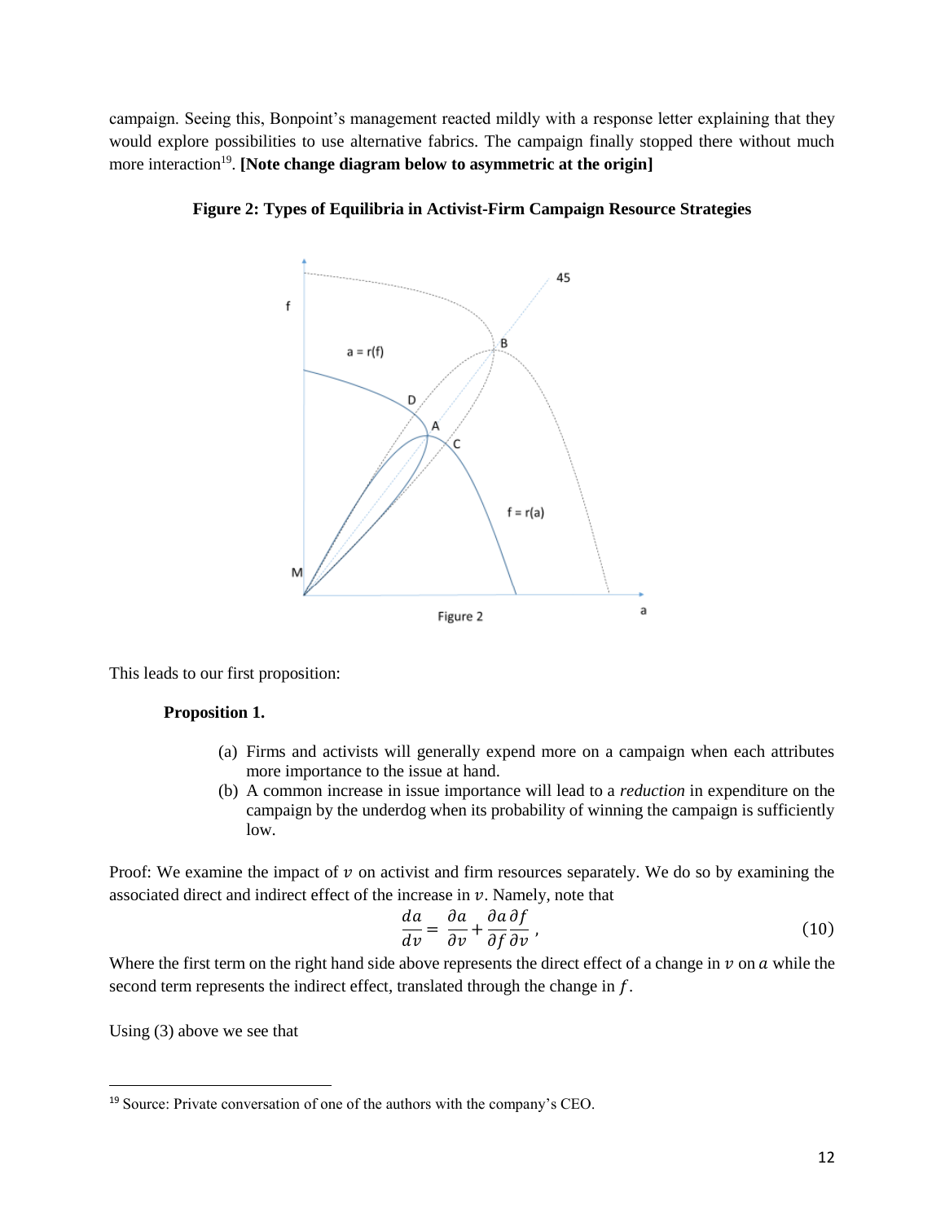campaign. Seeing this, Bonpoint's management reacted mildly with a response letter explaining that they would explore possibilities to use alternative fabrics. The campaign finally stopped there without much more interaction[19]. **[Note change diagram below to asymmetric at the origin]**

**Figure 2: Types of Equilibria in Activist-Firm Campaign Resource Strategies**

Figure 2

This leads to our first proposition:

**Proposition 1.**

(a) Firms and activists will generally expend more on a campaign when each attributes more importance to the issue at hand.
(b) A common increase in issue importance will lead to a *reduction* in expenditure on the campaign by the underdog when its probability of winning the campaign is sufficiently low.

Proof: We examine the impact of $v$ on activist and firm resources separately. We do so by examining the associated direct and indirect effect of the increase in $v$. Namely, note that

$$\frac{da}{dv} = \frac{\partial a}{\partial v} + \frac{\partial a}{\partial f}\frac{\partial f}{\partial v}, \tag{10}$$

Where the first term on the right hand side above represents the direct effect of a change in $v$ on $a$ while the second term represents the indirect effect, translated through the change in $f$.

Using (3) above we see that

[19] Source: Private conversation of one of the authors with the company's CEO.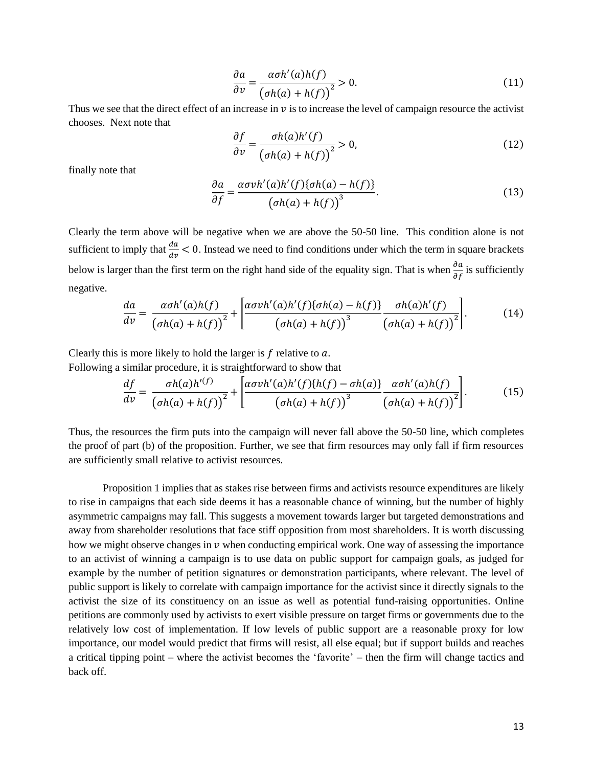$$\frac{\partial a}{\partial v} = \frac{\alpha\sigma h'(a)h(f)}{\left(\sigma h(a) + h(f)\right)^2} > 0. \tag{11}$$

Thus we see that the direct effect of an increase in $v$ is to increase the level of campaign resource the activist chooses. Next note that

$$\frac{\partial f}{\partial v} = \frac{\sigma h(a)h'(f)}{\left(\sigma h(a) + h(f)\right)^2} > 0, \tag{12}$$

finally note that

$$\frac{\partial a}{\partial f} = \frac{\alpha\sigma v h'(a)h'(f)\{\sigma h(a) - h(f)\}}{\left(\sigma h(a) + h(f)\right)^3}. \tag{13}$$

Clearly the term above will be negative when we are above the 50-50 line. This condition alone is not sufficient to imply that $\frac{da}{dv} < 0$. Instead we need to find conditions under which the term in square brackets below is larger than the first term on the right hand side of the equality sign. That is when $\frac{\partial a}{\partial f}$ is sufficiently negative.

$$\frac{da}{dv} = \frac{\alpha\sigma h'(a)h(f)}{\left(\sigma h(a) + h(f)\right)^2} + \left[\frac{\alpha\sigma v h'(a)h'(f)\{\sigma h(a) - h(f)\}}{\left(\sigma h(a) + h(f)\right)^3} \frac{\sigma h(a)h'(f)}{\left(\sigma h(a) + h(f)\right)^2}\right]. \tag{14}$$

Clearly this is more likely to hold the larger is $f$ relative to $a$.

Following a similar procedure, it is straightforward to show that

$$\frac{df}{dv} = \frac{\sigma h(a)h'(f)}{\left(\sigma h(a) + h(f)\right)^2} + \left[\frac{\alpha\sigma v h'(a)h'(f)\{h(f) - \sigma h(a)\}}{\left(\sigma h(a) + h(f)\right)^3} \frac{\alpha\sigma h'(a)h(f)}{\left(\sigma h(a) + h(f)\right)^2}\right]. \tag{15}$$

Thus, the resources the firm puts into the campaign will never fall above the 50-50 line, which completes the proof of part (b) of the proposition. Further, we see that firm resources may only fall if firm resources are sufficiently small relative to activist resources.

Proposition 1 implies that as stakes rise between firms and activists resource expenditures are likely to rise in campaigns that each side deems it has a reasonable chance of winning, but the number of highly asymmetric campaigns may fall. This suggests a movement towards larger but targeted demonstrations and away from shareholder resolutions that face stiff opposition from most shareholders. It is worth discussing how we might observe changes in $v$ when conducting empirical work. One way of assessing the importance to an activist of winning a campaign is to use data on public support for campaign goals, as judged for example by the number of petition signatures or demonstration participants, where relevant. The level of public support is likely to correlate with campaign importance for the activist since it directly signals to the activist the size of its constituency on an issue as well as potential fund-raising opportunities. Online petitions are commonly used by activists to exert visible pressure on target firms or governments due to the relatively low cost of implementation. If low levels of public support are a reasonable proxy for low importance, our model would predict that firms will resist, all else equal; but if support builds and reaches a critical tipping point – where the activist becomes the 'favorite' – then the firm will change tactics and back off.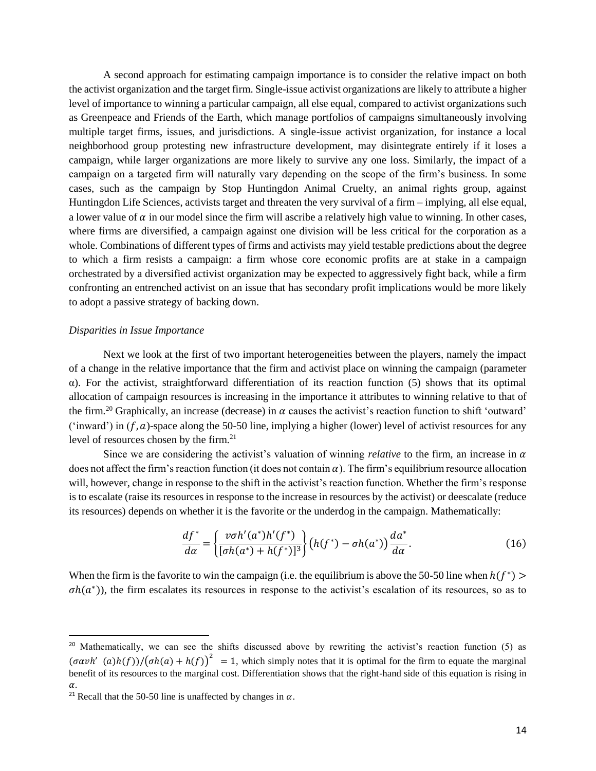A second approach for estimating campaign importance is to consider the relative impact on both the activist organization and the target firm. Single-issue activist organizations are likely to attribute a higher level of importance to winning a particular campaign, all else equal, compared to activist organizations such as Greenpeace and Friends of the Earth, which manage portfolios of campaigns simultaneously involving multiple target firms, issues, and jurisdictions. A single-issue activist organization, for instance a local neighborhood group protesting new infrastructure development, may disintegrate entirely if it loses a campaign, while larger organizations are more likely to survive any one loss. Similarly, the impact of a campaign on a targeted firm will naturally vary depending on the scope of the firm's business. In some cases, such as the campaign by Stop Huntingdon Animal Cruelty, an animal rights group, against Huntingdon Life Sciences, activists target and threaten the very survival of a firm – implying, all else equal, a lower value of $\alpha$ in our model since the firm will ascribe a relatively high value to winning. In other cases, where firms are diversified, a campaign against one division will be less critical for the corporation as a whole. Combinations of different types of firms and activists may yield testable predictions about the degree to which a firm resists a campaign: a firm whose core economic profits are at stake in a campaign orchestrated by a diversified activist organization may be expected to aggressively fight back, while a firm confronting an entrenched activist on an issue that has secondary profit implications would be more likely to adopt a passive strategy of backing down.

*Disparities in Issue Importance*

Next we look at the first of two important heterogeneities between the players, namely the impact of a change in the relative importance that the firm and activist place on winning the campaign (parameter $\alpha$). For the activist, straightforward differentiation of its reaction function (5) shows that its optimal allocation of campaign resources is increasing in the importance it attributes to winning relative to that of the firm.[20] Graphically, an increase (decrease) in $\alpha$ causes the activist's reaction function to shift 'outward' ('inward') in $(f, a)$-space along the 50-50 line, implying a higher (lower) level of activist resources for any level of resources chosen by the firm.[21]

Since we are considering the activist's valuation of winning *relative* to the firm, an increase in $\alpha$ does not affect the firm's reaction function (it does not contain $\alpha$). The firm's equilibrium resource allocation will, however, change in response to the shift in the activist's reaction function. Whether the firm's response is to escalate (raise its resources in response to the increase in resources by the activist) or deescalate (reduce its resources) depends on whether it is the favorite or the underdog in the campaign. Mathematically:

$$\frac{df^*}{d\alpha} = \left\{\frac{v\sigma h'(a^*)h'(f^*)}{[\sigma h(a^*) + h(f^*)]^3}\right\}\left(h(f^*) - \sigma h(a^*)\right)\frac{da^*}{d\alpha}. \tag{16}$$

When the firm is the favorite to win the campaign (i.e. the equilibrium is above the 50-50 line when $h(f^*) > \sigma h(a^*)$), the firm escalates its resources in response to the activist's escalation of its resources, so as to

---

[20] Mathematically, we can see the shifts discussed above by rewriting the activist's reaction function (5) as $(\sigma\alpha v h'(a)h(f))/\left(\sigma h(a) + h(f)\right)^2 = 1$, which simply notes that it is optimal for the firm to equate the marginal benefit of its resources to the marginal cost. Differentiation shows that the right-hand side of this equation is rising in $\alpha$.

[21] Recall that the 50-50 line is unaffected by changes in $\alpha$.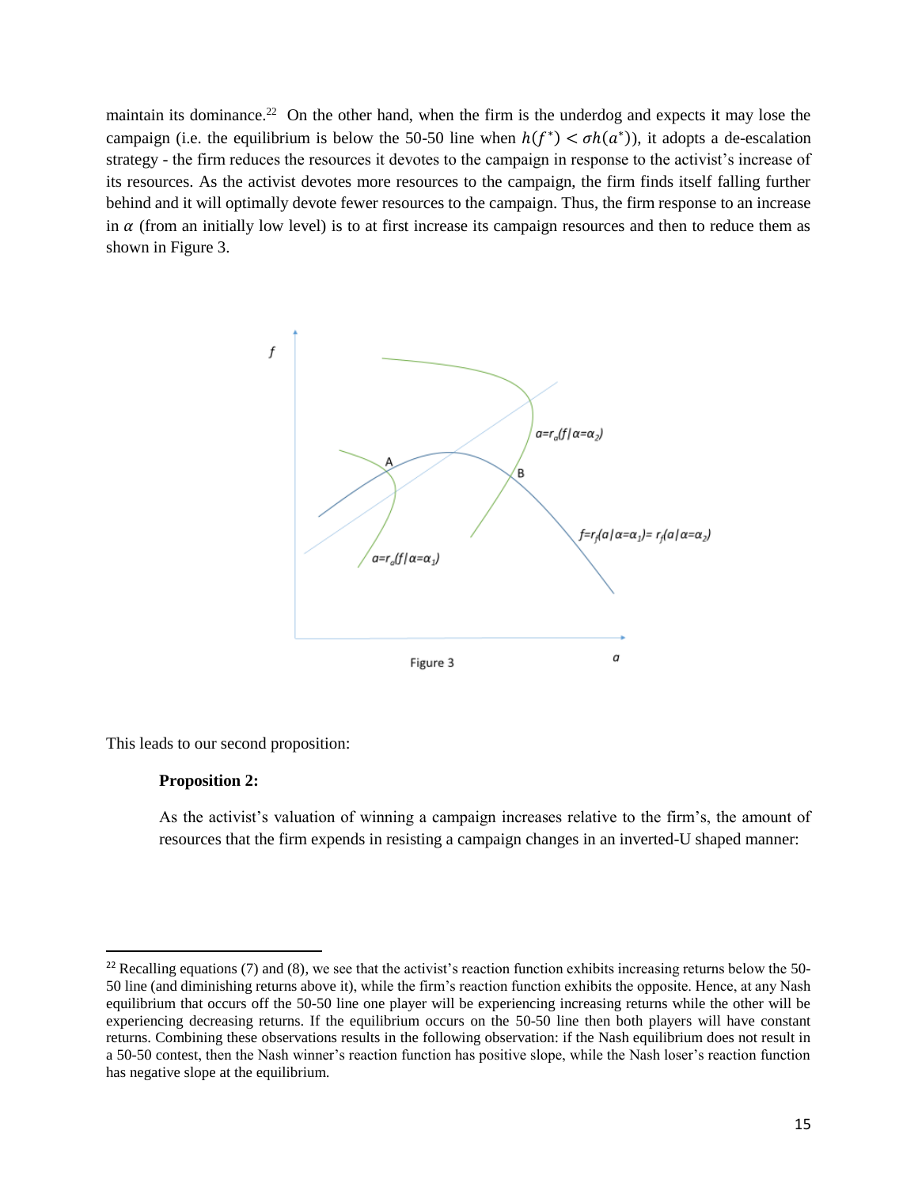maintain its dominance.[22] On the other hand, when the firm is the underdog and expects it may lose the campaign (i.e. the equilibrium is below the 50-50 line when $h(f^*) < \sigma h(a^*)$), it adopts a de-escalation strategy - the firm reduces the resources it devotes to the campaign in response to the activist's increase of its resources. As the activist devotes more resources to the campaign, the firm finds itself falling further behind and it will optimally devote fewer resources to the campaign. Thus, the firm response to an increase in $\alpha$ (from an initially low level) is to at first increase its campaign resources and then to reduce them as shown in Figure 3.

Figure 3

This leads to our second proposition:

> **Proposition 2:**
>
> As the activist's valuation of winning a campaign increases relative to the firm's, the amount of resources that the firm expends in resisting a campaign changes in an inverted-U shaped manner:

[22] Recalling equations (7) and (8), we see that the activist's reaction function exhibits increasing returns below the 50-50 line (and diminishing returns above it), while the firm's reaction function exhibits the opposite. Hence, at any Nash equilibrium that occurs off the 50-50 line one player will be experiencing increasing returns while the other will be experiencing decreasing returns. If the equilibrium occurs on the 50-50 line then both players will have constant returns. Combining these observations results in the following observation: if the Nash equilibrium does not result in a 50-50 contest, then the Nash winner's reaction function has positive slope, while the Nash loser's reaction function has negative slope at the equilibrium.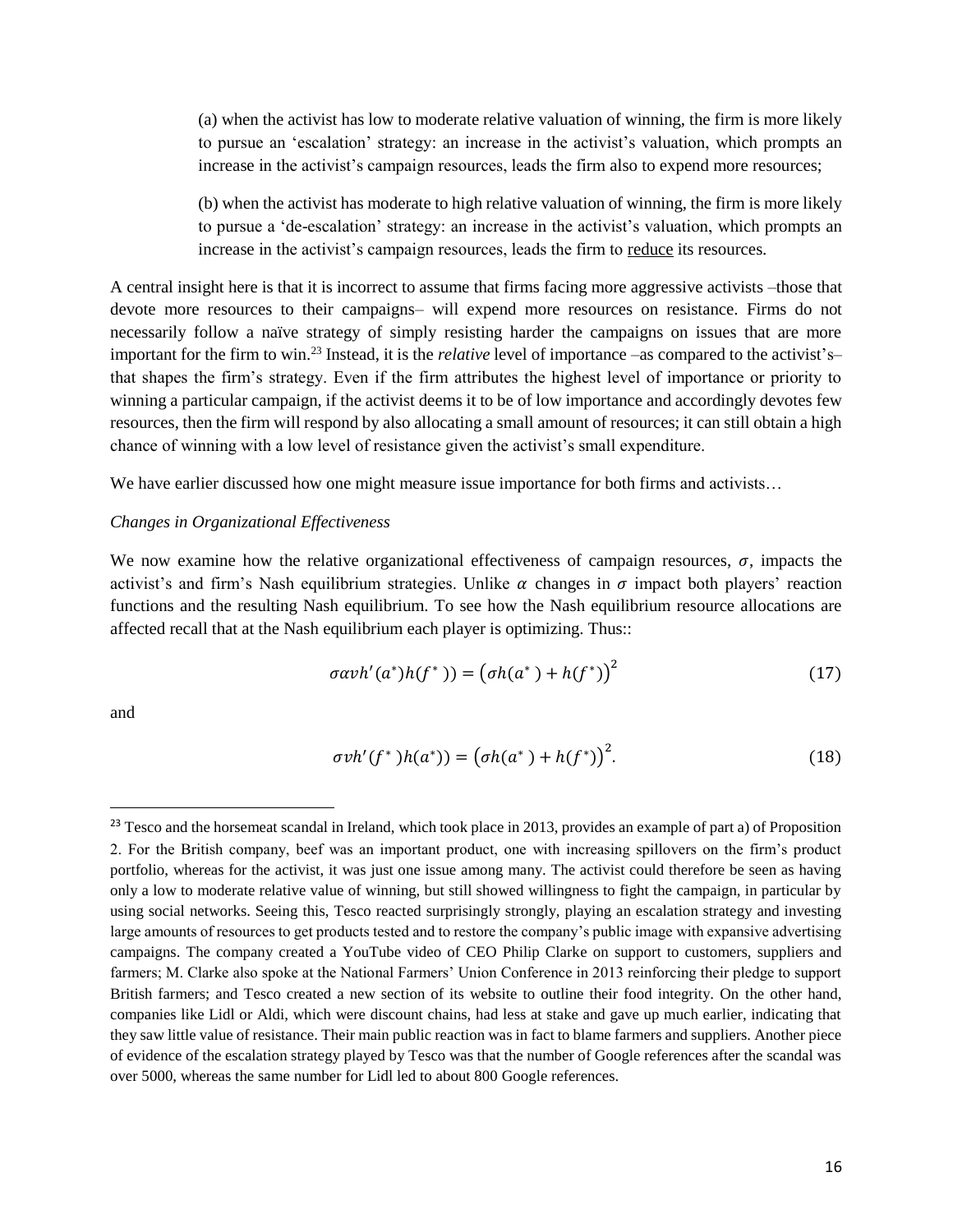(a) when the activist has low to moderate relative valuation of winning, the firm is more likely to pursue an 'escalation' strategy: an increase in the activist's valuation, which prompts an increase in the activist's campaign resources, leads the firm also to expend more resources;

(b) when the activist has moderate to high relative valuation of winning, the firm is more likely to pursue a 'de-escalation' strategy: an increase in the activist's valuation, which prompts an increase in the activist's campaign resources, leads the firm to reduce its resources.

A central insight here is that it is incorrect to assume that firms facing more aggressive activists –those that devote more resources to their campaigns– will expend more resources on resistance. Firms do not necessarily follow a naïve strategy of simply resisting harder the campaigns on issues that are more important for the firm to win.[23] Instead, it is the *relative* level of importance –as compared to the activist's– that shapes the firm's strategy. Even if the firm attributes the highest level of importance or priority to winning a particular campaign, if the activist deems it to be of low importance and accordingly devotes few resources, then the firm will respond by also allocating a small amount of resources; it can still obtain a high chance of winning with a low level of resistance given the activist's small expenditure.

We have earlier discussed how one might measure issue importance for both firms and activists…

*Changes in Organizational Effectiveness*

We now examine how the relative organizational effectiveness of campaign resources, $\sigma$, impacts the activist's and firm's Nash equilibrium strategies. Unlike $\alpha$ changes in $\sigma$ impact both players' reaction functions and the resulting Nash equilibrium. To see how the Nash equilibrium resource allocations are affected recall that at the Nash equilibrium each player is optimizing. Thus::

$$\sigma \alpha v h'(a^*) h(f^*)) = \left(\sigma h(a^*) + h(f^*)\right)^2 \tag{17}$$

and

$$\sigma v h'(f^*) h(a^*)) = \left(\sigma h(a^*) + h(f^*)\right)^2. \tag{18}$$

[23] Tesco and the horsemeat scandal in Ireland, which took place in 2013, provides an example of part a) of Proposition 2. For the British company, beef was an important product, one with increasing spillovers on the firm's product portfolio, whereas for the activist, it was just one issue among many. The activist could therefore be seen as having only a low to moderate relative value of winning, but still showed willingness to fight the campaign, in particular by using social networks. Seeing this, Tesco reacted surprisingly strongly, playing an escalation strategy and investing large amounts of resources to get products tested and to restore the company's public image with expansive advertising campaigns. The company created a YouTube video of CEO Philip Clarke on support to customers, suppliers and farmers; M. Clarke also spoke at the National Farmers' Union Conference in 2013 reinforcing their pledge to support British farmers; and Tesco created a new section of its website to outline their food integrity. On the other hand, companies like Lidl or Aldi, which were discount chains, had less at stake and gave up much earlier, indicating that they saw little value of resistance. Their main public reaction was in fact to blame farmers and suppliers. Another piece of evidence of the escalation strategy played by Tesco was that the number of Google references after the scandal was over 5000, whereas the same number for Lidl led to about 800 Google references.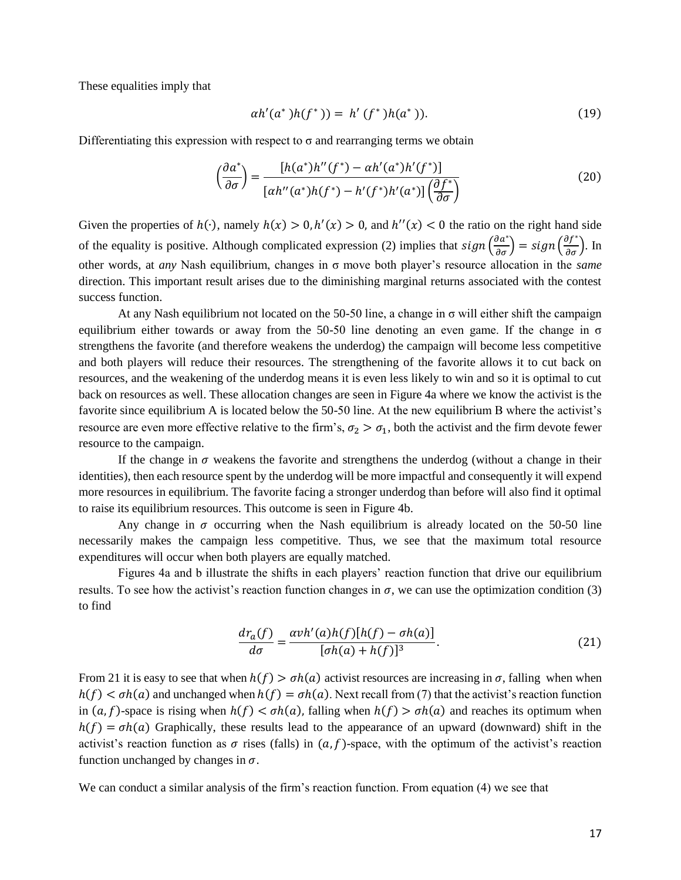These equalities imply that

$$\alpha h'(a^*)h(f^*)) = h'(f^*)h(a^*)). \tag{19}$$

Differentiating this expression with respect to σ and rearranging terms we obtain

$$\left(\frac{\partial a^*}{\partial \sigma}\right) = \frac{[h(a^*)h''(f^*) - \alpha h'(a^*)h'(f^*)]}{[\alpha h''(a^*)h(f^*) - h'(f^*)h'(a^*)]\left(\frac{\partial f^*}{\partial \sigma}\right)} \tag{20}$$

Given the properties of $h(\cdot)$, namely $h(x) > 0, h'(x) > 0$, and $h''(x) < 0$ the ratio on the right hand side of the equality is positive. Although complicated expression (2) implies that $sign\left(\frac{\partial a^*}{\partial \sigma}\right) = sign\left(\frac{\partial f^*}{\partial \sigma}\right)$. In other words, at *any* Nash equilibrium, changes in σ move both player's resource allocation in the *same* direction. This important result arises due to the diminishing marginal returns associated with the contest success function.

At any Nash equilibrium not located on the 50-50 line, a change in σ will either shift the campaign equilibrium either towards or away from the 50-50 line denoting an even game. If the change in σ strengthens the favorite (and therefore weakens the underdog) the campaign will become less competitive and both players will reduce their resources. The strengthening of the favorite allows it to cut back on resources, and the weakening of the underdog means it is even less likely to win and so it is optimal to cut back on resources as well. These allocation changes are seen in Figure 4a where we know the activist is the favorite since equilibrium A is located below the 50-50 line. At the new equilibrium B where the activist's resource are even more effective relative to the firm's, $\sigma_2 > \sigma_1$, both the activist and the firm devote fewer resource to the campaign.

If the change in $\sigma$ weakens the favorite and strengthens the underdog (without a change in their identities), then each resource spent by the underdog will be more impactful and consequently it will expend more resources in equilibrium. The favorite facing a stronger underdog than before will also find it optimal to raise its equilibrium resources. This outcome is seen in Figure 4b.

Any change in $\sigma$ occurring when the Nash equilibrium is already located on the 50-50 line necessarily makes the campaign less competitive. Thus, we see that the maximum total resource expenditures will occur when both players are equally matched.

Figures 4a and b illustrate the shifts in each players' reaction function that drive our equilibrium results. To see how the activist's reaction function changes in $\sigma$, we can use the optimization condition (3) to find

$$\frac{dr_a(f)}{d\sigma} = \frac{\alpha v h'(a)h(f)[h(f) - \sigma h(a)]}{[\sigma h(a) + h(f)]^3}. \tag{21}$$

From 21 it is easy to see that when $h(f) > \sigma h(a)$ activist resources are increasing in $\sigma$, falling when when $h(f) < \sigma h(a)$ and unchanged when $h(f) = \sigma h(a)$. Next recall from (7) that the activist's reaction function in $(a, f)$-space is rising when $h(f) < \sigma h(a)$, falling when $h(f) > \sigma h(a)$ and reaches its optimum when $h(f) = \sigma h(a)$ Graphically, these results lead to the appearance of an upward (downward) shift in the activist's reaction function as $\sigma$ rises (falls) in $(a, f)$-space, with the optimum of the activist's reaction function unchanged by changes in $\sigma$.

We can conduct a similar analysis of the firm's reaction function. From equation (4) we see that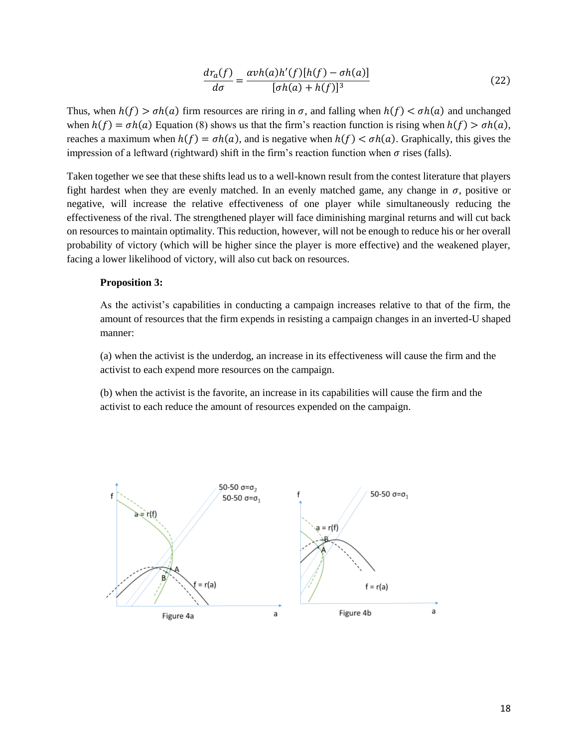$$\frac{dr_a(f)}{d\sigma} = \frac{\alpha v h(a) h'(f)[h(f) - \sigma h(a)]}{[\sigma h(a) + h(f)]^3} \tag{22}$$

Thus, when $h(f) > \sigma h(a)$ firm resources are riring in $\sigma$, and falling when $h(f) < \sigma h(a)$ and unchanged when $h(f) = \sigma h(a)$ Equation (8) shows us that the firm's reaction function is rising when $h(f) > \sigma h(a)$, reaches a maximum when $h(f) = \sigma h(a)$, and is negative when $h(f) < \sigma h(a)$. Graphically, this gives the impression of a leftward (rightward) shift in the firm's reaction function when $\sigma$ rises (falls).

Taken together we see that these shifts lead us to a well-known result from the contest literature that players fight hardest when they are evenly matched. In an evenly matched game, any change in $\sigma$, positive or negative, will increase the relative effectiveness of one player while simultaneously reducing the effectiveness of the rival. The strengthened player will face diminishing marginal returns and will cut back on resources to maintain optimality. This reduction, however, will not be enough to reduce his or her overall probability of victory (which will be higher since the player is more effective) and the weakened player, facing a lower likelihood of victory, will also cut back on resources.

**Proposition 3:**

As the activist's capabilities in conducting a campaign increases relative to that of the firm, the amount of resources that the firm expends in resisting a campaign changes in an inverted-U shaped manner:

(a) when the activist is the underdog, an increase in its effectiveness will cause the firm and the activist to each expend more resources on the campaign.

(b) when the activist is the favorite, an increase in its capabilities will cause the firm and the activist to each reduce the amount of resources expended on the campaign.

Figure 4a

Figure 4b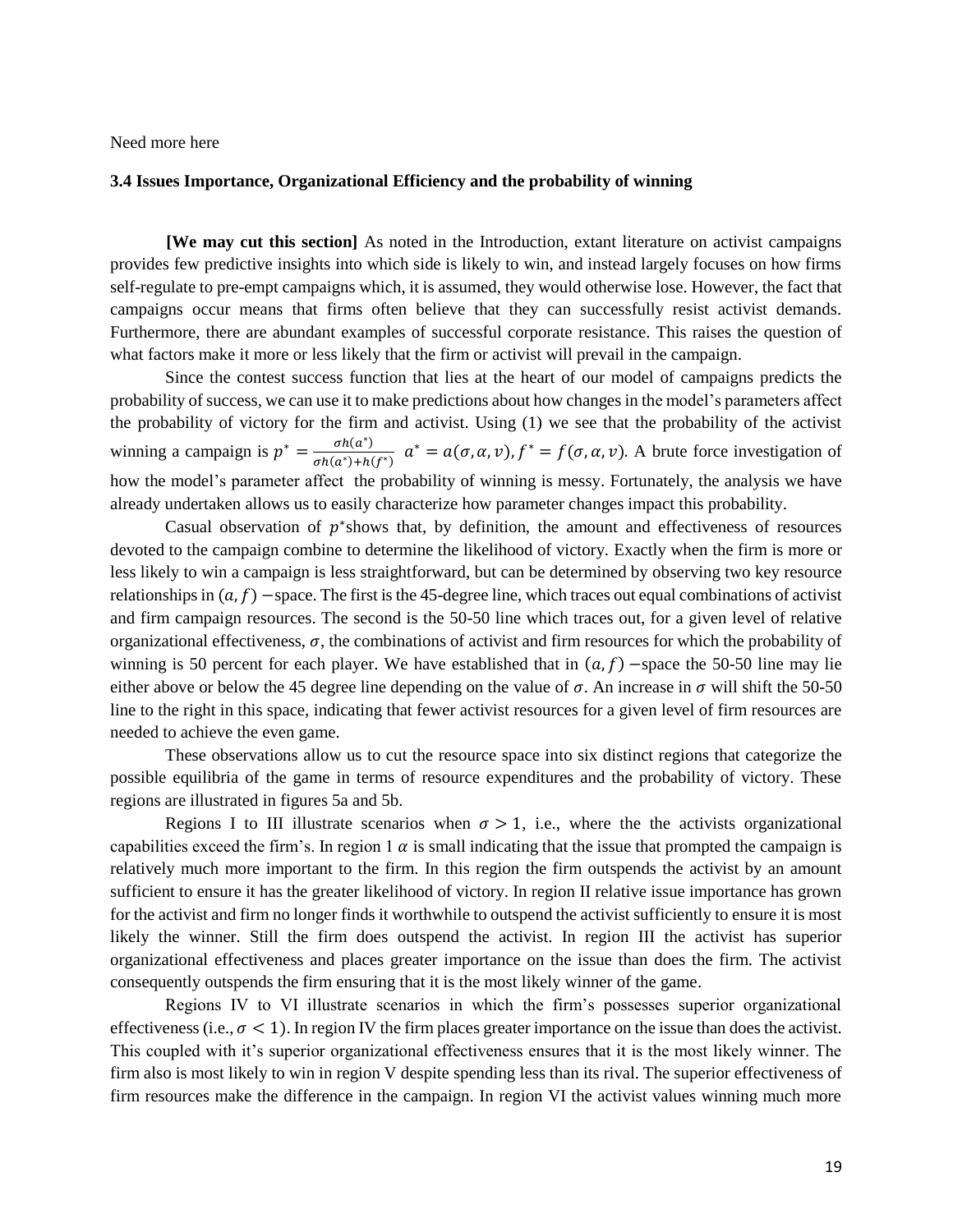Need more here

### 3.4 Issues Importance, Organizational Efficiency and the probability of winning

**[We may cut this section]** As noted in the Introduction, extant literature on activist campaigns provides few predictive insights into which side is likely to win, and instead largely focuses on how firms self-regulate to pre-empt campaigns which, it is assumed, they would otherwise lose. However, the fact that campaigns occur means that firms often believe that they can successfully resist activist demands. Furthermore, there are abundant examples of successful corporate resistance. This raises the question of what factors make it more or less likely that the firm or activist will prevail in the campaign.

Since the contest success function that lies at the heart of our model of campaigns predicts the probability of success, we can use it to make predictions about how changes in the model's parameters affect the probability of victory for the firm and activist. Using (1) we see that the probability of the activist winning a campaign is $p^* = \frac{\sigma h(a^*)}{\sigma h(a^*)+h(f^*)}$ $a^* = a(\sigma, \alpha, v), f^* = f(\sigma, \alpha, v)$. A brute force investigation of how the model's parameter affect the probability of winning is messy. Fortunately, the analysis we have already undertaken allows us to easily characterize how parameter changes impact this probability.

Casual observation of $p^*$shows that, by definition, the amount and effectiveness of resources devoted to the campaign combine to determine the likelihood of victory. Exactly when the firm is more or less likely to win a campaign is less straightforward, but can be determined by observing two key resource relationships in $(a, f)$ −space. The first is the 45-degree line, which traces out equal combinations of activist and firm campaign resources. The second is the 50-50 line which traces out, for a given level of relative organizational effectiveness, $\sigma$, the combinations of activist and firm resources for which the probability of winning is 50 percent for each player. We have established that in $(a, f)$ −space the 50-50 line may lie either above or below the 45 degree line depending on the value of $\sigma$. An increase in $\sigma$ will shift the 50-50 line to the right in this space, indicating that fewer activist resources for a given level of firm resources are needed to achieve the even game.

These observations allow us to cut the resource space into six distinct regions that categorize the possible equilibria of the game in terms of resource expenditures and the probability of victory. These regions are illustrated in figures 5a and 5b.

Regions I to III illustrate scenarios when $\sigma > 1$, i.e., where the the activists organizational capabilities exceed the firm's. In region 1 $\alpha$ is small indicating that the issue that prompted the campaign is relatively much more important to the firm. In this region the firm outspends the activist by an amount sufficient to ensure it has the greater likelihood of victory. In region II relative issue importance has grown for the activist and firm no longer finds it worthwhile to outspend the activist sufficiently to ensure it is most likely the winner. Still the firm does outspend the activist. In region III the activist has superior organizational effectiveness and places greater importance on the issue than does the firm. The activist consequently outspends the firm ensuring that it is the most likely winner of the game.

Regions IV to VI illustrate scenarios in which the firm's possesses superior organizational effectiveness (i.e., $\sigma < 1$). In region IV the firm places greater importance on the issue than does the activist. This coupled with it's superior organizational effectiveness ensures that it is the most likely winner. The firm also is most likely to win in region V despite spending less than its rival. The superior effectiveness of firm resources make the difference in the campaign. In region VI the activist values winning much more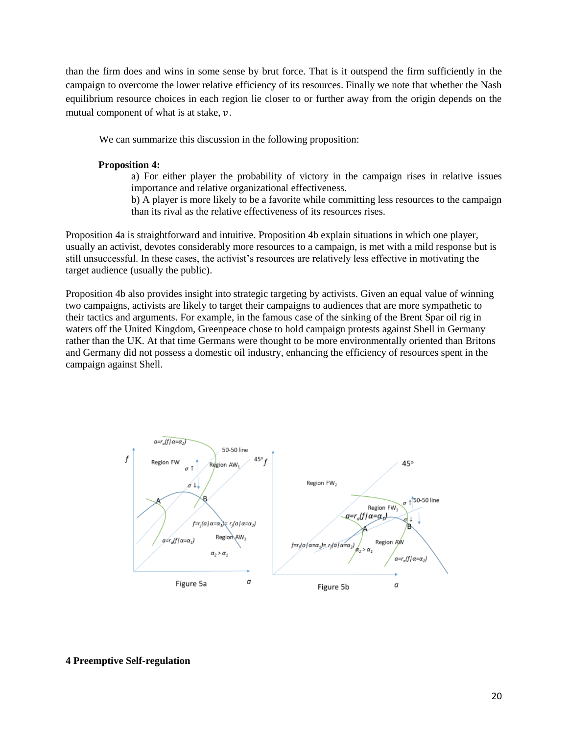than the firm does and wins in some sense by brut force. That is it outspend the firm sufficiently in the campaign to overcome the lower relative efficiency of its resources. Finally we note that whether the Nash equilibrium resource choices in each region lie closer to or further away from the origin depends on the mutual component of what is at stake, $v$.

We can summarize this discussion in the following proposition:

**Proposition 4:**

a) For either player the probability of victory in the campaign rises in relative issues importance and relative organizational effectiveness.

b) A player is more likely to be a favorite while committing less resources to the campaign than its rival as the relative effectiveness of its resources rises.

Proposition 4a is straightforward and intuitive. Proposition 4b explain situations in which one player, usually an activist, devotes considerably more resources to a campaign, is met with a mild response but is still unsuccessful. In these cases, the activist's resources are relatively less effective in motivating the target audience (usually the public).

Proposition 4b also provides insight into strategic targeting by activists. Given an equal value of winning two campaigns, activists are likely to target their campaigns to audiences that are more sympathetic to their tactics and arguments. For example, in the famous case of the sinking of the Brent Spar oil rig in waters off the United Kingdom, Greenpeace chose to hold campaign protests against Shell in Germany rather than the UK. At that time Germans were thought to be more environmentally oriented than Britons and Germany did not possess a domestic oil industry, enhancing the efficiency of resources spent in the campaign against Shell.

Figure 5a

Figure 5b

## 4 Preemptive Self-regulation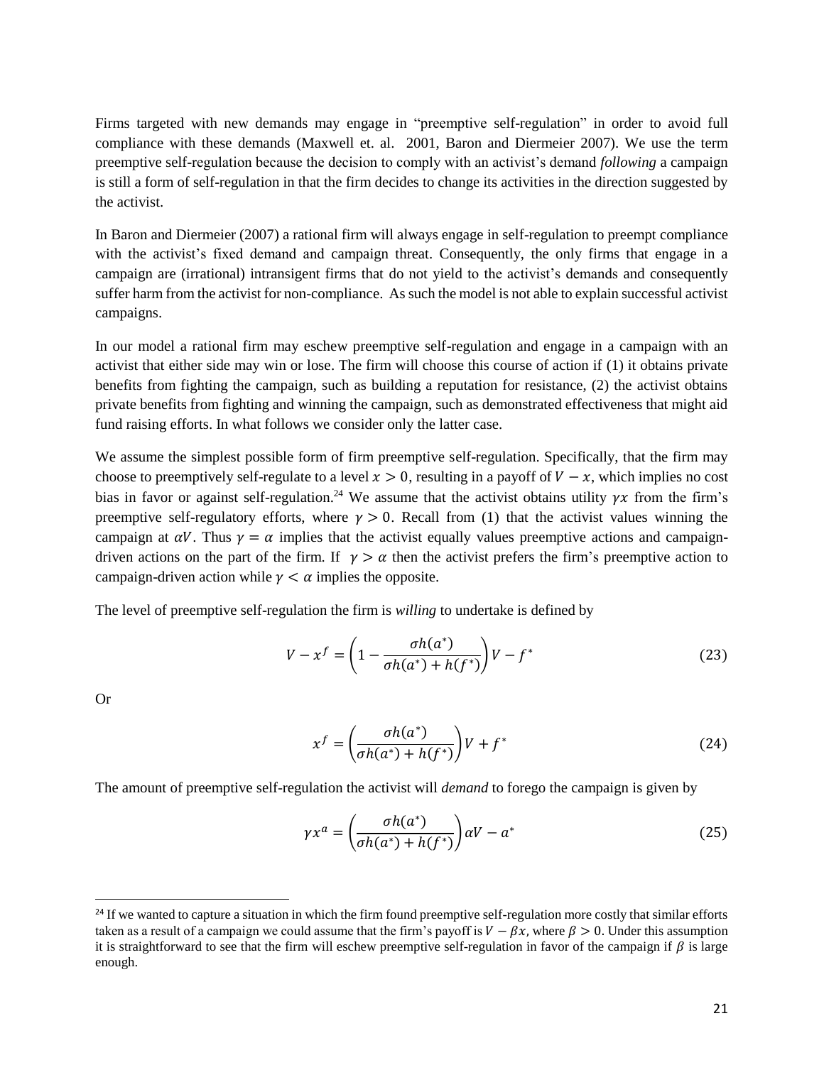Firms targeted with new demands may engage in "preemptive self-regulation" in order to avoid full compliance with these demands (Maxwell et. al. 2001, Baron and Diermeier 2007). We use the term preemptive self-regulation because the decision to comply with an activist's demand *following* a campaign is still a form of self-regulation in that the firm decides to change its activities in the direction suggested by the activist.

In Baron and Diermeier (2007) a rational firm will always engage in self-regulation to preempt compliance with the activist's fixed demand and campaign threat. Consequently, the only firms that engage in a campaign are (irrational) intransigent firms that do not yield to the activist's demands and consequently suffer harm from the activist for non-compliance. As such the model is not able to explain successful activist campaigns.

In our model a rational firm may eschew preemptive self-regulation and engage in a campaign with an activist that either side may win or lose. The firm will choose this course of action if (1) it obtains private benefits from fighting the campaign, such as building a reputation for resistance, (2) the activist obtains private benefits from fighting and winning the campaign, such as demonstrated effectiveness that might aid fund raising efforts. In what follows we consider only the latter case.

We assume the simplest possible form of firm preemptive self-regulation. Specifically, that the firm may choose to preemptively self-regulate to a level $x > 0$, resulting in a payoff of $V - x$, which implies no cost bias in favor or against self-regulation.[24] We assume that the activist obtains utility $\gamma x$ from the firm's preemptive self-regulatory efforts, where $\gamma > 0$. Recall from (1) that the activist values winning the campaign at $\alpha V$. Thus $\gamma = \alpha$ implies that the activist equally values preemptive actions and campaign-driven actions on the part of the firm. If $\gamma > \alpha$ then the activist prefers the firm's preemptive action to campaign-driven action while $\gamma < \alpha$ implies the opposite.

The level of preemptive self-regulation the firm is *willing* to undertake is defined by

$$V - x^f = \left(1 - \frac{\sigma h(a^*)}{\sigma h(a^*) + h(f^*)}\right)V - f^* \tag{23}$$

Or

$$x^f = \left(\frac{\sigma h(a^*)}{\sigma h(a^*) + h(f^*)}\right)V + f^* \tag{24}$$

The amount of preemptive self-regulation the activist will *demand* to forego the campaign is given by

$$\gamma x^a = \left(\frac{\sigma h(a^*)}{\sigma h(a^*) + h(f^*)}\right)\alpha V - a^* \tag{25}$$

[24] If we wanted to capture a situation in which the firm found preemptive self-regulation more costly that similar efforts taken as a result of a campaign we could assume that the firm's payoff is $V - \beta x$, where $\beta > 0$. Under this assumption it is straightforward to see that the firm will eschew preemptive self-regulation in favor of the campaign if $\beta$ is large enough.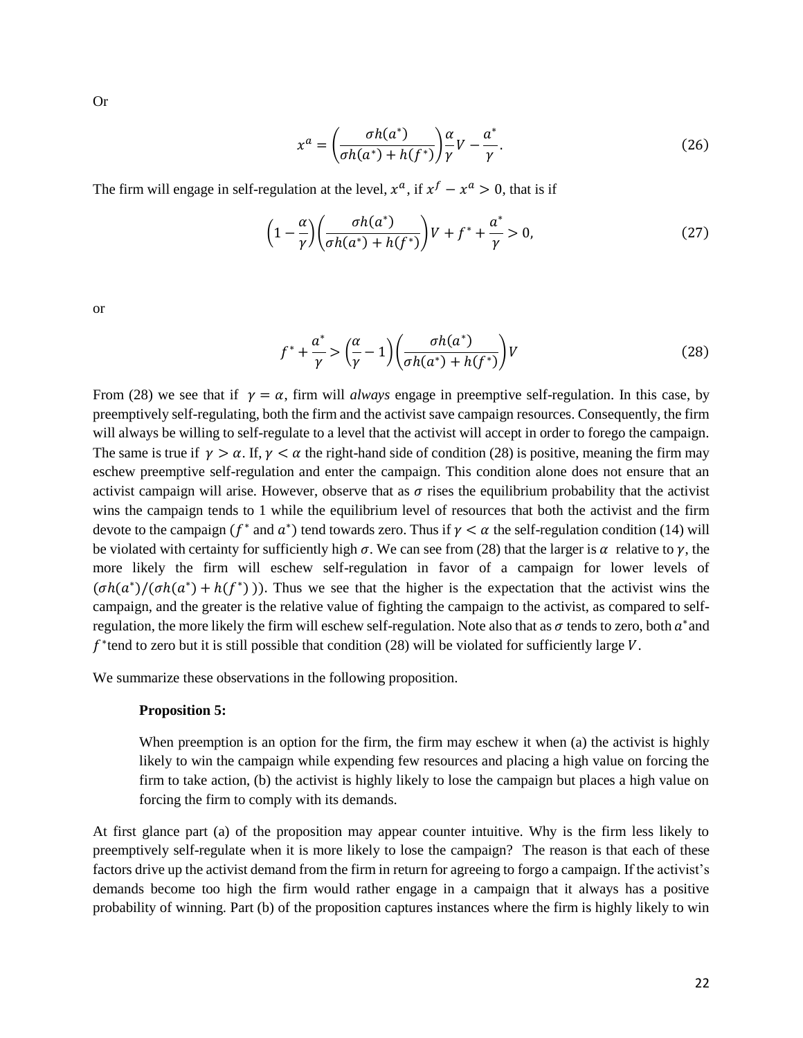Or

$$x^a = \left(\frac{\sigma h(a^*)}{\sigma h(a^*) + h(f^*)}\right)\frac{\alpha}{\gamma}V - \frac{a^*}{\gamma}. \tag{26}$$

The firm will engage in self-regulation at the level, $x^a$, if $x^f - x^a > 0$, that is if

$$\left(1 - \frac{\alpha}{\gamma}\right)\left(\frac{\sigma h(a^*)}{\sigma h(a^*) + h(f^*)}\right)V + f^* + \frac{a^*}{\gamma} > 0, \tag{27}$$

or

$$f^* + \frac{a^*}{\gamma} > \left(\frac{\alpha}{\gamma} - 1\right)\left(\frac{\sigma h(a^*)}{\sigma h(a^*) + h(f^*)}\right)V \tag{28}$$

From (28) we see that if $\gamma = \alpha$, firm will *always* engage in preemptive self-regulation. In this case, by preemptively self-regulating, both the firm and the activist save campaign resources. Consequently, the firm will always be willing to self-regulate to a level that the activist will accept in order to forego the campaign. The same is true if $\gamma > \alpha$. If, $\gamma < \alpha$ the right-hand side of condition (28) is positive, meaning the firm may eschew preemptive self-regulation and enter the campaign. This condition alone does not ensure that an activist campaign will arise. However, observe that as $\sigma$ rises the equilibrium probability that the activist wins the campaign tends to 1 while the equilibrium level of resources that both the activist and the firm devote to the campaign ($f^*$ and $a^*$) tend towards zero. Thus if $\gamma < \alpha$ the self-regulation condition (14) will be violated with certainty for sufficiently high $\sigma$. We can see from (28) that the larger is $\alpha$ relative to $\gamma$, the more likely the firm will eschew self-regulation in favor of a campaign for lower levels of $(\sigma h(a^*)/(\sigma h(a^*) + h(f^*)))$. Thus we see that the higher is the expectation that the activist wins the campaign, and the greater is the relative value of fighting the campaign to the activist, as compared to self-regulation, the more likely the firm will eschew self-regulation. Note also that as $\sigma$ tends to zero, both $a^*$ and $f^*$ tend to zero but it is still possible that condition (28) will be violated for sufficiently large $V$.

We summarize these observations in the following proposition.

> **Proposition 5:**
>
> When preemption is an option for the firm, the firm may eschew it when (a) the activist is highly likely to win the campaign while expending few resources and placing a high value on forcing the firm to take action, (b) the activist is highly likely to lose the campaign but places a high value on forcing the firm to comply with its demands.

At first glance part (a) of the proposition may appear counter intuitive. Why is the firm less likely to preemptively self-regulate when it is more likely to lose the campaign? The reason is that each of these factors drive up the activist demand from the firm in return for agreeing to forgo a campaign. If the activist's demands become too high the firm would rather engage in a campaign that it always has a positive probability of winning. Part (b) of the proposition captures instances where the firm is highly likely to win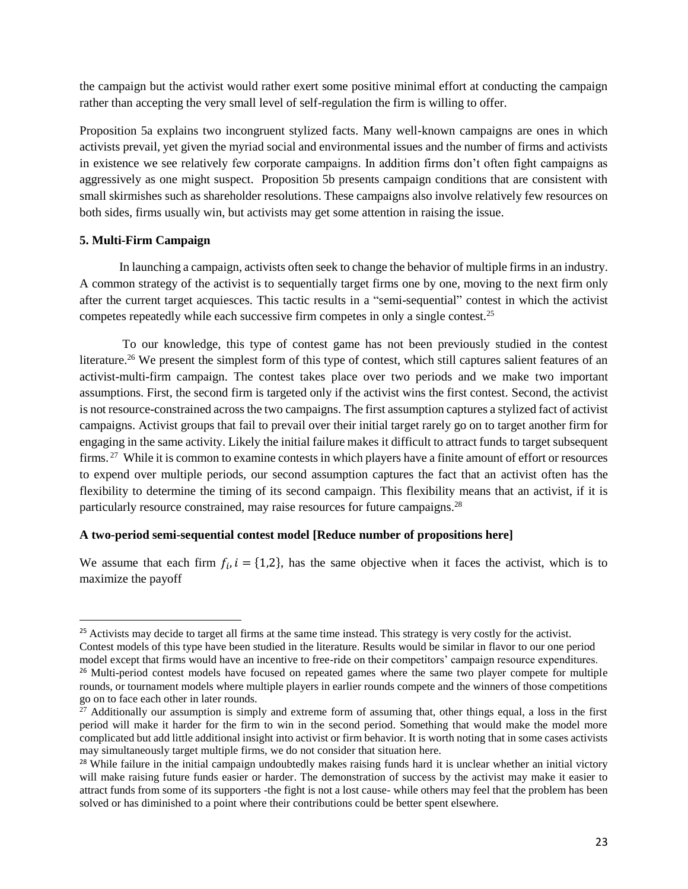the campaign but the activist would rather exert some positive minimal effort at conducting the campaign rather than accepting the very small level of self-regulation the firm is willing to offer.

Proposition 5a explains two incongruent stylized facts. Many well-known campaigns are ones in which activists prevail, yet given the myriad social and environmental issues and the number of firms and activists in existence we see relatively few corporate campaigns. In addition firms don't often fight campaigns as aggressively as one might suspect. Proposition 5b presents campaign conditions that are consistent with small skirmishes such as shareholder resolutions. These campaigns also involve relatively few resources on both sides, firms usually win, but activists may get some attention in raising the issue.

## 5. Multi-Firm Campaign

In launching a campaign, activists often seek to change the behavior of multiple firms in an industry. A common strategy of the activist is to sequentially target firms one by one, moving to the next firm only after the current target acquiesces. This tactic results in a "semi-sequential" contest in which the activist competes repeatedly while each successive firm competes in only a single contest.[25]

To our knowledge, this type of contest game has not been previously studied in the contest literature.[26] We present the simplest form of this type of contest, which still captures salient features of an activist-multi-firm campaign. The contest takes place over two periods and we make two important assumptions. First, the second firm is targeted only if the activist wins the first contest. Second, the activist is not resource-constrained across the two campaigns. The first assumption captures a stylized fact of activist campaigns. Activist groups that fail to prevail over their initial target rarely go on to target another firm for engaging in the same activity. Likely the initial failure makes it difficult to attract funds to target subsequent firms.[27] While it is common to examine contests in which players have a finite amount of effort or resources to expend over multiple periods, our second assumption captures the fact that an activist often has the flexibility to determine the timing of its second campaign. This flexibility means that an activist, if it is particularly resource constrained, may raise resources for future campaigns.[28]

### A two-period semi-sequential contest model [Reduce number of propositions here]

We assume that each firm $f_i, i = \{1,2\}$, has the same objective when it faces the activist, which is to maximize the payoff

---

[25] Activists may decide to target all firms at the same time instead. This strategy is very costly for the activist. Contest models of this type have been studied in the literature. Results would be similar in flavor to our one period model except that firms would have an incentive to free-ride on their competitors' campaign resource expenditures.

[26] Multi-period contest models have focused on repeated games where the same two player compete for multiple rounds, or tournament models where multiple players in earlier rounds compete and the winners of those competitions go on to face each other in later rounds.

[27] Additionally our assumption is simply and extreme form of assuming that, other things equal, a loss in the first period will make it harder for the firm to win in the second period. Something that would make the model more complicated but add little additional insight into activist or firm behavior. It is worth noting that in some cases activists may simultaneously target multiple firms, we do not consider that situation here.

[28] While failure in the initial campaign undoubtedly makes raising funds hard it is unclear whether an initial victory will make raising future funds easier or harder. The demonstration of success by the activist may make it easier to attract funds from some of its supporters -the fight is not a lost cause- while others may feel that the problem has been solved or has diminished to a point where their contributions could be better spent elsewhere.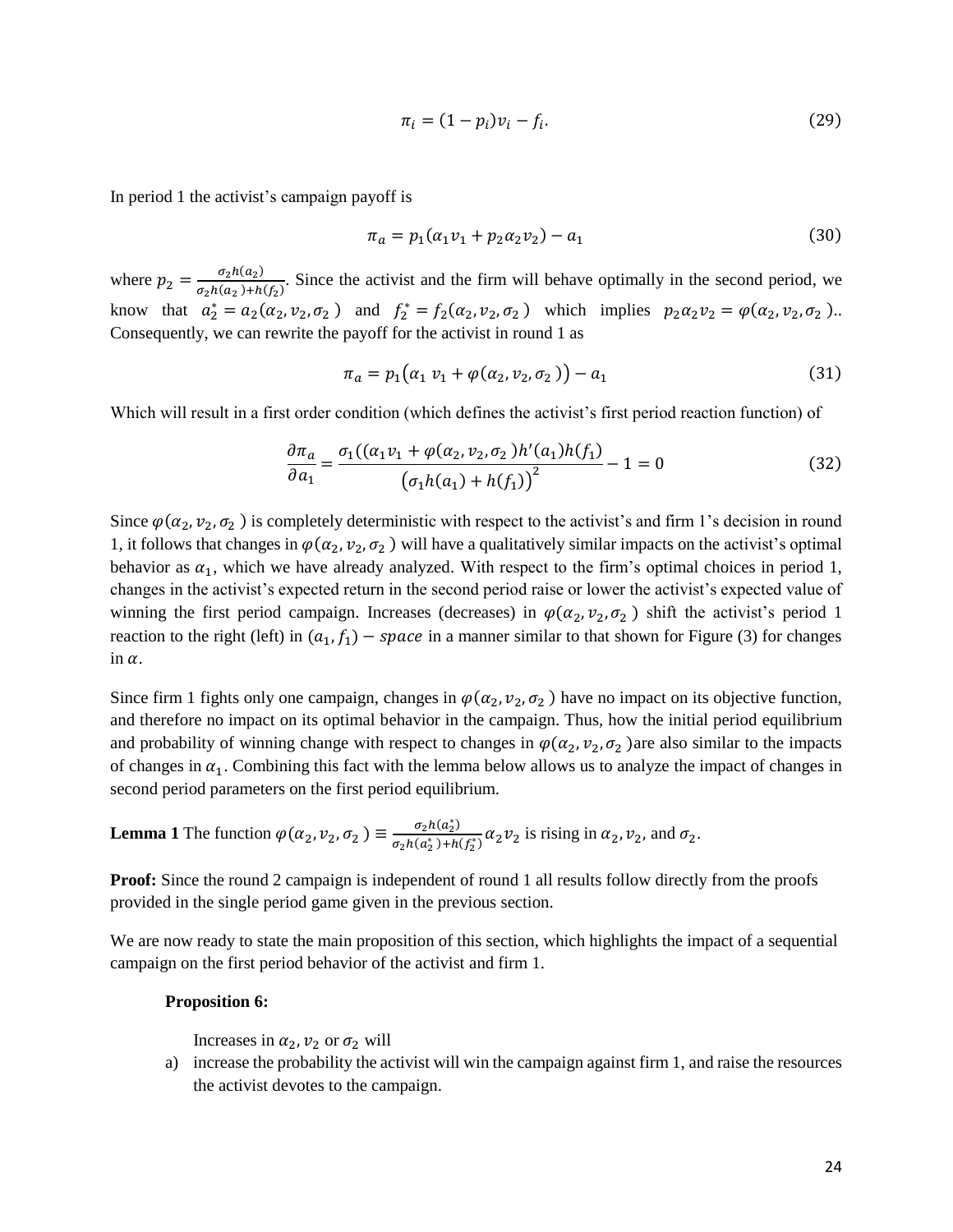$$\pi_i = (1 - p_i)v_i - f_i. \tag{29}$$

In period 1 the activist's campaign payoff is

$$\pi_a = p_1(\alpha_1 v_1 + p_2 \alpha_2 v_2) - a_1 \tag{30}$$

where $p_2 = \frac{\sigma_2 h(a_2)}{\sigma_2 h(a_2) + h(f_2)}$. Since the activist and the firm will behave optimally in the second period, we know that $a_2^* = a_2(\alpha_2, v_2, \sigma_2)$ and $f_2^* = f_2(\alpha_2, v_2, \sigma_2)$ which implies $p_2 \alpha_2 v_2 = \varphi(\alpha_2, v_2, \sigma_2)$.. Consequently, we can rewrite the payoff for the activist in round 1 as

$$\pi_a = p_1\big(\alpha_1\, v_1 + \varphi(\alpha_2, v_2, \sigma_2)\big) - a_1 \tag{31}$$

Which will result in a first order condition (which defines the activist's first period reaction function) of

$$\frac{\partial \pi_a}{\partial a_1} = \frac{\sigma_1((\alpha_1 v_1 + \varphi(\alpha_2, v_2, \sigma_2)h'(a_1)h(f_1)}{\big(\sigma_1 h(a_1) + h(f_1)\big)^2} - 1 = 0 \tag{32}$$

Since $\varphi(\alpha_2, v_2, \sigma_2)$ is completely deterministic with respect to the activist's and firm 1's decision in round 1, it follows that changes in $\varphi(\alpha_2, v_2, \sigma_2)$ will have a qualitatively similar impacts on the activist's optimal behavior as $\alpha_1$, which we have already analyzed. With respect to the firm's optimal choices in period 1, changes in the activist's expected return in the second period raise or lower the activist's expected value of winning the first period campaign. Increases (decreases) in $\varphi(\alpha_2, v_2, \sigma_2)$ shift the activist's period 1 reaction to the right (left) in $(a_1, f_1) - space$ in a manner similar to that shown for Figure (3) for changes in $\alpha$.

Since firm 1 fights only one campaign, changes in $\varphi(\alpha_2, v_2, \sigma_2)$ have no impact on its objective function, and therefore no impact on its optimal behavior in the campaign. Thus, how the initial period equilibrium and probability of winning change with respect to changes in $\varphi(\alpha_2, v_2, \sigma_2)$ are also similar to the impacts of changes in $\alpha_1$. Combining this fact with the lemma below allows us to analyze the impact of changes in second period parameters on the first period equilibrium.

**Lemma 1** The function $\varphi(\alpha_2, v_2, \sigma_2) \equiv \frac{\sigma_2 h(a_2^*)}{\sigma_2 h(a_2^*) + h(f_2^*)} \alpha_2 v_2$ is rising in $\alpha_2$, $v_2$, and $\sigma_2$.

**Proof:** Since the round 2 campaign is independent of round 1 all results follow directly from the proofs provided in the single period game given in the previous section.

We are now ready to state the main proposition of this section, which highlights the impact of a sequential campaign on the first period behavior of the activist and firm 1.

**Proposition 6:**

Increases in $\alpha_2$, $v_2$ or $\sigma_2$ will

a) increase the probability the activist will win the campaign against firm 1, and raise the resources the activist devotes to the campaign.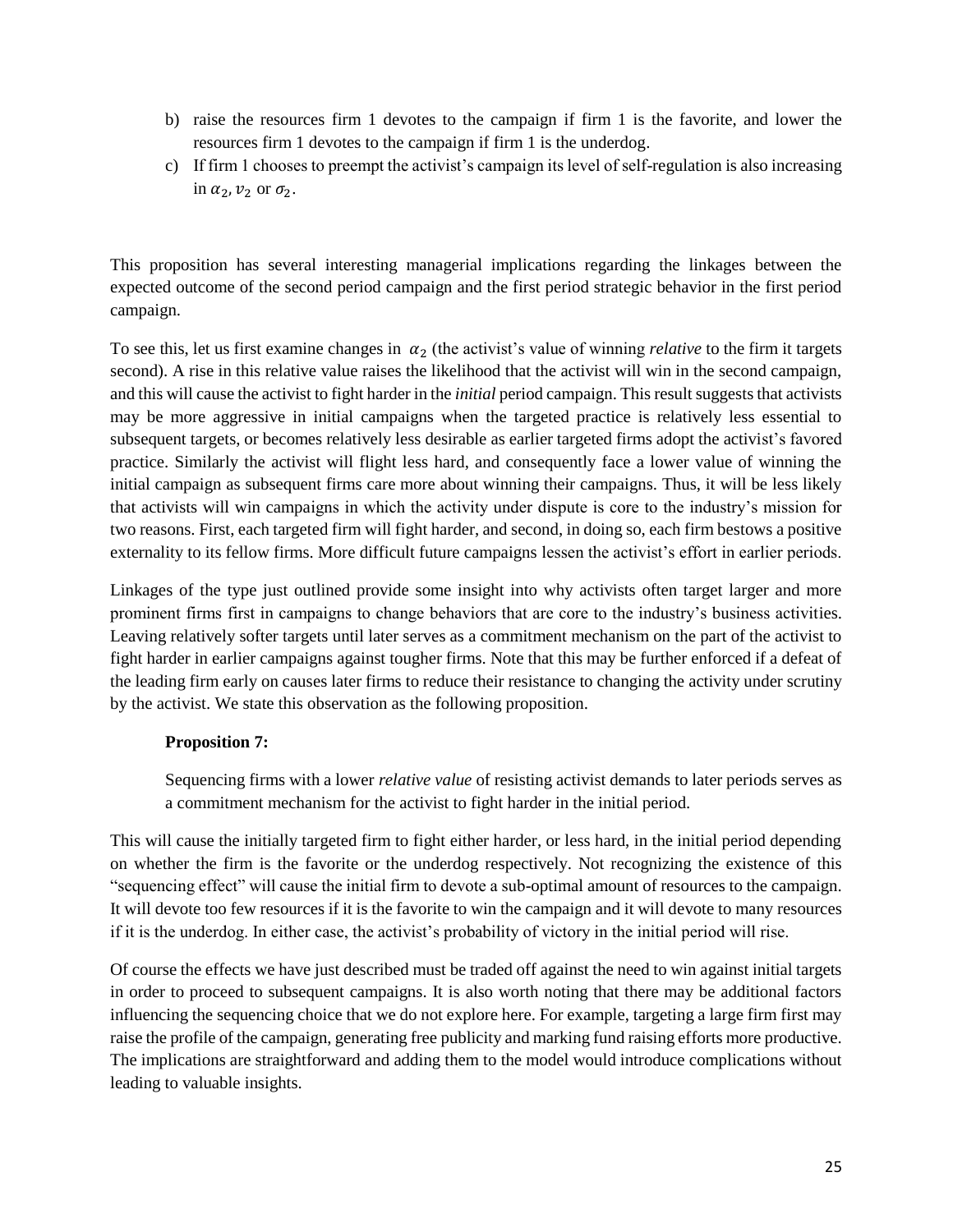b) raise the resources firm 1 devotes to the campaign if firm 1 is the favorite, and lower the resources firm 1 devotes to the campaign if firm 1 is the underdog.

c) If firm 1 chooses to preempt the activist's campaign its level of self-regulation is also increasing in $\alpha_2, v_2$ or $\sigma_2$.

This proposition has several interesting managerial implications regarding the linkages between the expected outcome of the second period campaign and the first period strategic behavior in the first period campaign.

To see this, let us first examine changes in $\alpha_2$ (the activist's value of winning *relative* to the firm it targets second). A rise in this relative value raises the likelihood that the activist will win in the second campaign, and this will cause the activist to fight harder in the *initial* period campaign. This result suggests that activists may be more aggressive in initial campaigns when the targeted practice is relatively less essential to subsequent targets, or becomes relatively less desirable as earlier targeted firms adopt the activist's favored practice. Similarly the activist will flight less hard, and consequently face a lower value of winning the initial campaign as subsequent firms care more about winning their campaigns. Thus, it will be less likely that activists will win campaigns in which the activity under dispute is core to the industry's mission for two reasons. First, each targeted firm will fight harder, and second, in doing so, each firm bestows a positive externality to its fellow firms. More difficult future campaigns lessen the activist's effort in earlier periods.

Linkages of the type just outlined provide some insight into why activists often target larger and more prominent firms first in campaigns to change behaviors that are core to the industry's business activities. Leaving relatively softer targets until later serves as a commitment mechanism on the part of the activist to fight harder in earlier campaigns against tougher firms. Note that this may be further enforced if a defeat of the leading firm early on causes later firms to reduce their resistance to changing the activity under scrutiny by the activist. We state this observation as the following proposition.

**Proposition 7:**

Sequencing firms with a lower *relative value* of resisting activist demands to later periods serves as a commitment mechanism for the activist to fight harder in the initial period.

This will cause the initially targeted firm to fight either harder, or less hard, in the initial period depending on whether the firm is the favorite or the underdog respectively. Not recognizing the existence of this "sequencing effect" will cause the initial firm to devote a sub-optimal amount of resources to the campaign. It will devote too few resources if it is the favorite to win the campaign and it will devote to many resources if it is the underdog. In either case, the activist's probability of victory in the initial period will rise.

Of course the effects we have just described must be traded off against the need to win against initial targets in order to proceed to subsequent campaigns. It is also worth noting that there may be additional factors influencing the sequencing choice that we do not explore here. For example, targeting a large firm first may raise the profile of the campaign, generating free publicity and marking fund raising efforts more productive. The implications are straightforward and adding them to the model would introduce complications without leading to valuable insights.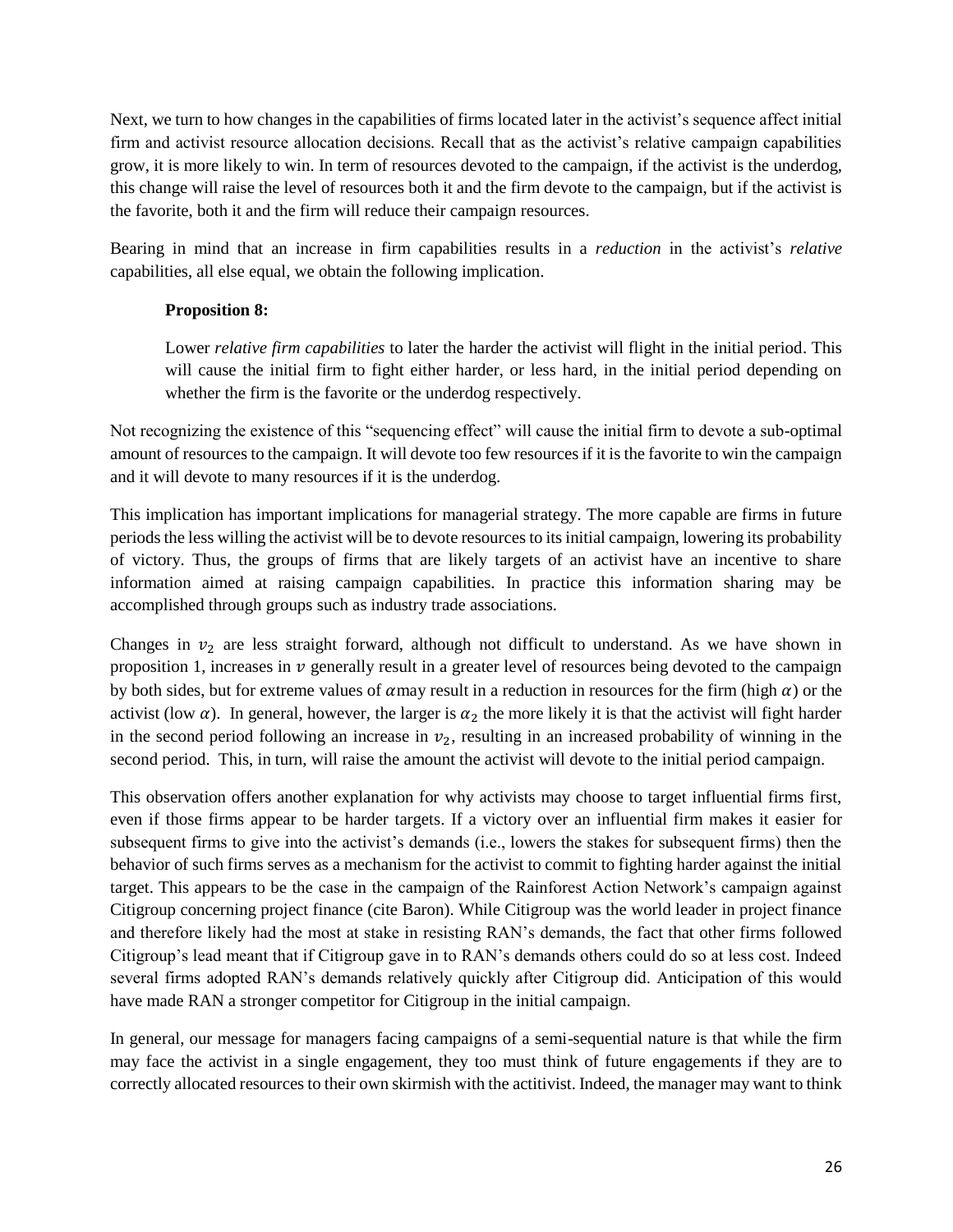Next, we turn to how changes in the capabilities of firms located later in the activist's sequence affect initial firm and activist resource allocation decisions. Recall that as the activist's relative campaign capabilities grow, it is more likely to win. In term of resources devoted to the campaign, if the activist is the underdog, this change will raise the level of resources both it and the firm devote to the campaign, but if the activist is the favorite, both it and the firm will reduce their campaign resources.

Bearing in mind that an increase in firm capabilities results in a *reduction* in the activist's *relative* capabilities, all else equal, we obtain the following implication.

> **Proposition 8:**
>
> Lower *relative firm capabilities* to later the harder the activist will flight in the initial period. This will cause the initial firm to fight either harder, or less hard, in the initial period depending on whether the firm is the favorite or the underdog respectively.

Not recognizing the existence of this "sequencing effect" will cause the initial firm to devote a sub-optimal amount of resources to the campaign. It will devote too few resources if it is the favorite to win the campaign and it will devote to many resources if it is the underdog.

This implication has important implications for managerial strategy. The more capable are firms in future periods the less willing the activist will be to devote resources to its initial campaign, lowering its probability of victory. Thus, the groups of firms that are likely targets of an activist have an incentive to share information aimed at raising campaign capabilities. In practice this information sharing may be accomplished through groups such as industry trade associations.

Changes in $v_2$ are less straight forward, although not difficult to understand. As we have shown in proposition 1, increases in $v$ generally result in a greater level of resources being devoted to the campaign by both sides, but for extreme values of $\alpha$may result in a reduction in resources for the firm (high $\alpha$) or the activist (low $\alpha$). In general, however, the larger is $\alpha_2$ the more likely it is that the activist will fight harder in the second period following an increase in $v_2$, resulting in an increased probability of winning in the second period. This, in turn, will raise the amount the activist will devote to the initial period campaign.

This observation offers another explanation for why activists may choose to target influential firms first, even if those firms appear to be harder targets. If a victory over an influential firm makes it easier for subsequent firms to give into the activist's demands (i.e., lowers the stakes for subsequent firms) then the behavior of such firms serves as a mechanism for the activist to commit to fighting harder against the initial target. This appears to be the case in the campaign of the Rainforest Action Network's campaign against Citigroup concerning project finance (cite Baron). While Citigroup was the world leader in project finance and therefore likely had the most at stake in resisting RAN's demands, the fact that other firms followed Citigroup's lead meant that if Citigroup gave in to RAN's demands others could do so at less cost. Indeed several firms adopted RAN's demands relatively quickly after Citigroup did. Anticipation of this would have made RAN a stronger competitor for Citigroup in the initial campaign.

In general, our message for managers facing campaigns of a semi-sequential nature is that while the firm may face the activist in a single engagement, they too must think of future engagements if they are to correctly allocated resources to their own skirmish with the actitivist. Indeed, the manager may want to think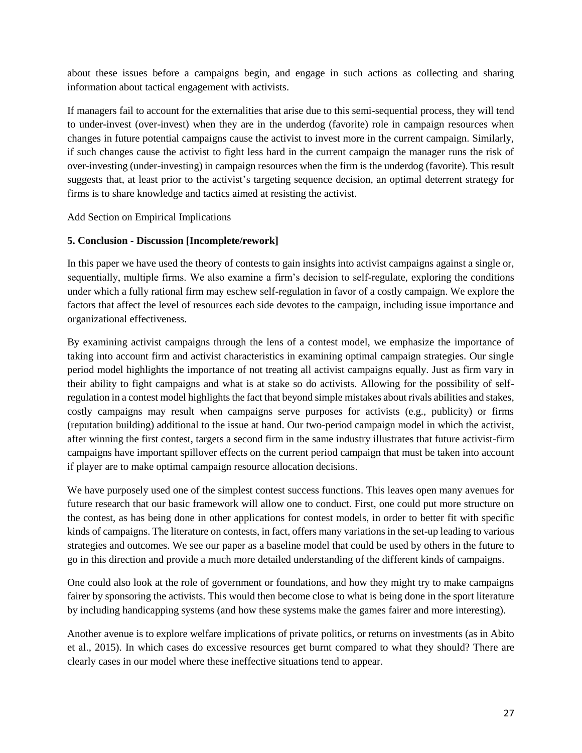about these issues before a campaigns begin, and engage in such actions as collecting and sharing information about tactical engagement with activists.

If managers fail to account for the externalities that arise due to this semi-sequential process, they will tend to under-invest (over-invest) when they are in the underdog (favorite) role in campaign resources when changes in future potential campaigns cause the activist to invest more in the current campaign. Similarly, if such changes cause the activist to fight less hard in the current campaign the manager runs the risk of over-investing (under-investing) in campaign resources when the firm is the underdog (favorite). This result suggests that, at least prior to the activist's targeting sequence decision, an optimal deterrent strategy for firms is to share knowledge and tactics aimed at resisting the activist.

Add Section on Empirical Implications

**5. Conclusion - Discussion [Incomplete/rework]**

In this paper we have used the theory of contests to gain insights into activist campaigns against a single or, sequentially, multiple firms. We also examine a firm's decision to self-regulate, exploring the conditions under which a fully rational firm may eschew self-regulation in favor of a costly campaign. We explore the factors that affect the level of resources each side devotes to the campaign, including issue importance and organizational effectiveness.

By examining activist campaigns through the lens of a contest model, we emphasize the importance of taking into account firm and activist characteristics in examining optimal campaign strategies. Our single period model highlights the importance of not treating all activist campaigns equally. Just as firm vary in their ability to fight campaigns and what is at stake so do activists. Allowing for the possibility of self-regulation in a contest model highlights the fact that beyond simple mistakes about rivals abilities and stakes, costly campaigns may result when campaigns serve purposes for activists (e.g., publicity) or firms (reputation building) additional to the issue at hand. Our two-period campaign model in which the activist, after winning the first contest, targets a second firm in the same industry illustrates that future activist-firm campaigns have important spillover effects on the current period campaign that must be taken into account if player are to make optimal campaign resource allocation decisions.

We have purposely used one of the simplest contest success functions. This leaves open many avenues for future research that our basic framework will allow one to conduct. First, one could put more structure on the contest, as has being done in other applications for contest models, in order to better fit with specific kinds of campaigns. The literature on contests, in fact, offers many variations in the set-up leading to various strategies and outcomes. We see our paper as a baseline model that could be used by others in the future to go in this direction and provide a much more detailed understanding of the different kinds of campaigns.

One could also look at the role of government or foundations, and how they might try to make campaigns fairer by sponsoring the activists. This would then become close to what is being done in the sport literature by including handicapping systems (and how these systems make the games fairer and more interesting).

Another avenue is to explore welfare implications of private politics, or returns on investments (as in Abito et al., 2015). In which cases do excessive resources get burnt compared to what they should? There are clearly cases in our model where these ineffective situations tend to appear.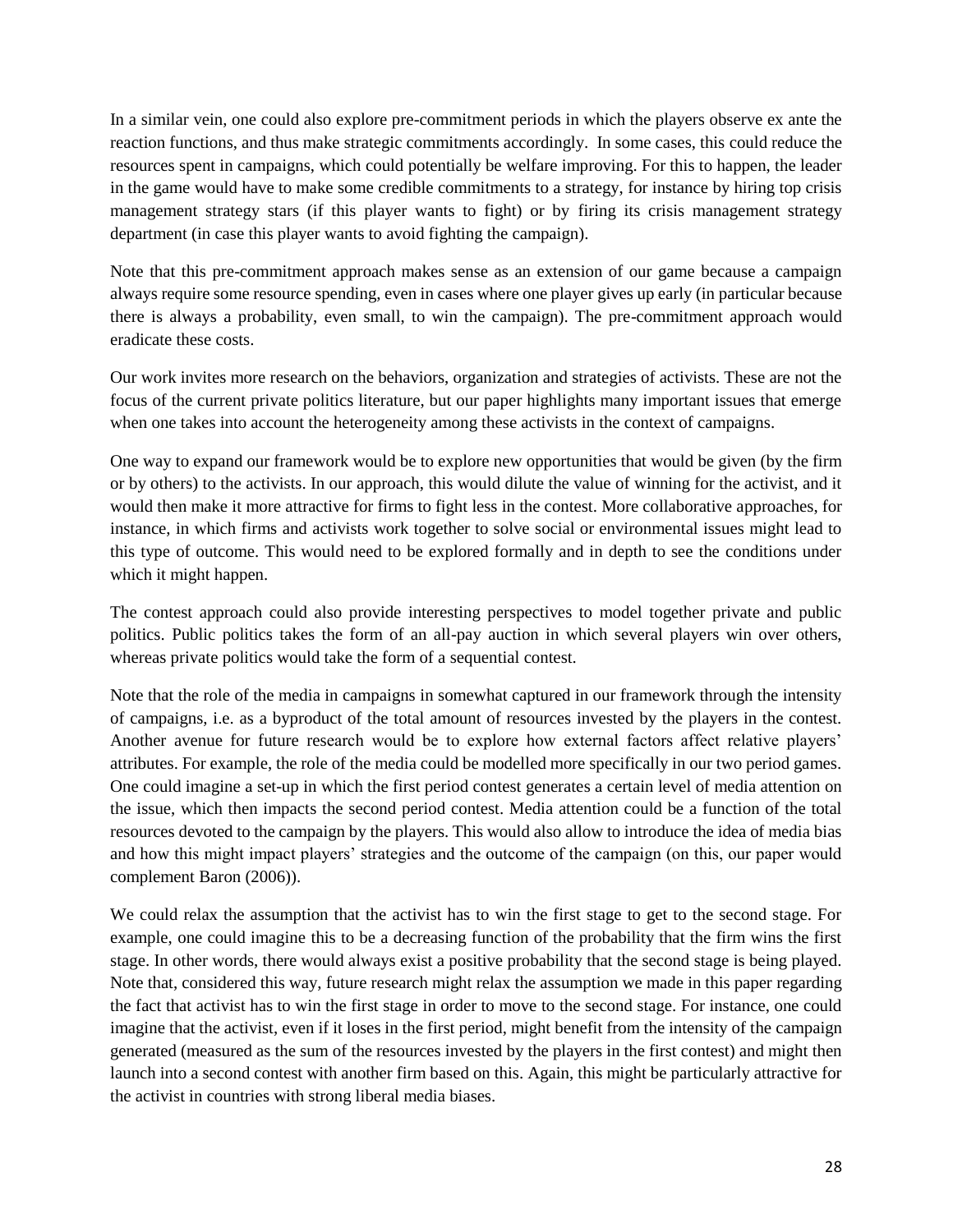In a similar vein, one could also explore pre-commitment periods in which the players observe ex ante the reaction functions, and thus make strategic commitments accordingly. In some cases, this could reduce the resources spent in campaigns, which could potentially be welfare improving. For this to happen, the leader in the game would have to make some credible commitments to a strategy, for instance by hiring top crisis management strategy stars (if this player wants to fight) or by firing its crisis management strategy department (in case this player wants to avoid fighting the campaign).

Note that this pre-commitment approach makes sense as an extension of our game because a campaign always require some resource spending, even in cases where one player gives up early (in particular because there is always a probability, even small, to win the campaign). The pre-commitment approach would eradicate these costs.

Our work invites more research on the behaviors, organization and strategies of activists. These are not the focus of the current private politics literature, but our paper highlights many important issues that emerge when one takes into account the heterogeneity among these activists in the context of campaigns.

One way to expand our framework would be to explore new opportunities that would be given (by the firm or by others) to the activists. In our approach, this would dilute the value of winning for the activist, and it would then make it more attractive for firms to fight less in the contest. More collaborative approaches, for instance, in which firms and activists work together to solve social or environmental issues might lead to this type of outcome. This would need to be explored formally and in depth to see the conditions under which it might happen.

The contest approach could also provide interesting perspectives to model together private and public politics. Public politics takes the form of an all-pay auction in which several players win over others, whereas private politics would take the form of a sequential contest.

Note that the role of the media in campaigns in somewhat captured in our framework through the intensity of campaigns, i.e. as a byproduct of the total amount of resources invested by the players in the contest. Another avenue for future research would be to explore how external factors affect relative players' attributes. For example, the role of the media could be modelled more specifically in our two period games. One could imagine a set-up in which the first period contest generates a certain level of media attention on the issue, which then impacts the second period contest. Media attention could be a function of the total resources devoted to the campaign by the players. This would also allow to introduce the idea of media bias and how this might impact players' strategies and the outcome of the campaign (on this, our paper would complement Baron (2006)).

We could relax the assumption that the activist has to win the first stage to get to the second stage. For example, one could imagine this to be a decreasing function of the probability that the firm wins the first stage. In other words, there would always exist a positive probability that the second stage is being played. Note that, considered this way, future research might relax the assumption we made in this paper regarding the fact that activist has to win the first stage in order to move to the second stage. For instance, one could imagine that the activist, even if it loses in the first period, might benefit from the intensity of the campaign generated (measured as the sum of the resources invested by the players in the first contest) and might then launch into a second contest with another firm based on this. Again, this might be particularly attractive for the activist in countries with strong liberal media biases.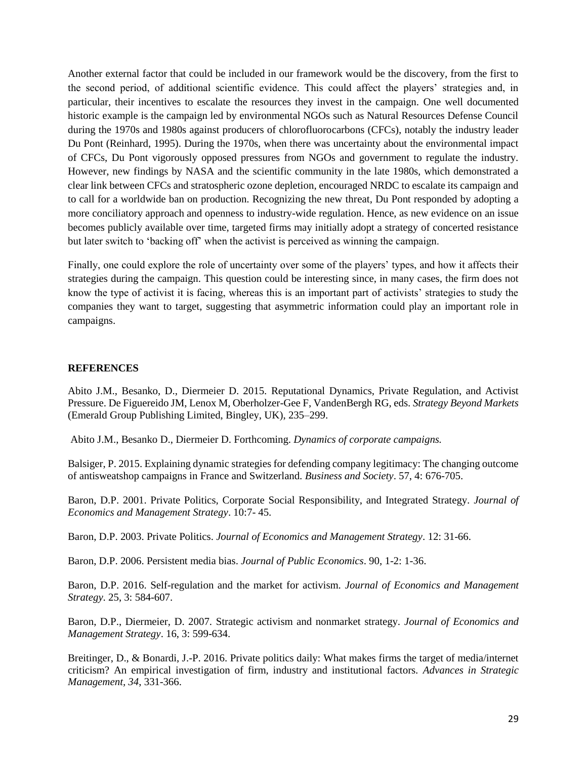Another external factor that could be included in our framework would be the discovery, from the first to the second period, of additional scientific evidence. This could affect the players' strategies and, in particular, their incentives to escalate the resources they invest in the campaign. One well documented historic example is the campaign led by environmental NGOs such as Natural Resources Defense Council during the 1970s and 1980s against producers of chlorofluorocarbons (CFCs), notably the industry leader Du Pont (Reinhard, 1995). During the 1970s, when there was uncertainty about the environmental impact of CFCs, Du Pont vigorously opposed pressures from NGOs and government to regulate the industry. However, new findings by NASA and the scientific community in the late 1980s, which demonstrated a clear link between CFCs and stratospheric ozone depletion, encouraged NRDC to escalate its campaign and to call for a worldwide ban on production. Recognizing the new threat, Du Pont responded by adopting a more conciliatory approach and openness to industry-wide regulation. Hence, as new evidence on an issue becomes publicly available over time, targeted firms may initially adopt a strategy of concerted resistance but later switch to 'backing off' when the activist is perceived as winning the campaign.

Finally, one could explore the role of uncertainty over some of the players' types, and how it affects their strategies during the campaign. This question could be interesting since, in many cases, the firm does not know the type of activist it is facing, whereas this is an important part of activists' strategies to study the companies they want to target, suggesting that asymmetric information could play an important role in campaigns.

## REFERENCES

Abito J.M., Besanko, D., Diermeier D. 2015. Reputational Dynamics, Private Regulation, and Activist Pressure. De Figuereido JM, Lenox M, Oberholzer-Gee F, VandenBergh RG, eds. *Strategy Beyond Markets* (Emerald Group Publishing Limited, Bingley, UK), 235–299.

Abito J.M., Besanko D., Diermeier D. Forthcoming. *Dynamics of corporate campaigns.*

Balsiger, P. 2015. Explaining dynamic strategies for defending company legitimacy: The changing outcome of antisweatshop campaigns in France and Switzerland. *Business and Society*. 57, 4: 676-705.

Baron, D.P. 2001. Private Politics, Corporate Social Responsibility, and Integrated Strategy. *Journal of Economics and Management Strategy*. 10:7- 45.

Baron, D.P. 2003. Private Politics. *Journal of Economics and Management Strategy*. 12: 31-66.

Baron, D.P. 2006. Persistent media bias. *Journal of Public Economics*. 90, 1-2: 1-36.

Baron, D.P. 2016. Self-regulation and the market for activism. *Journal of Economics and Management Strategy*. 25, 3: 584-607.

Baron, D.P., Diermeier, D. 2007. Strategic activism and nonmarket strategy. *Journal of Economics and Management Strategy*. 16, 3: 599-634.

Breitinger, D., & Bonardi, J.-P. 2016. Private politics daily: What makes firms the target of media/internet criticism? An empirical investigation of firm, industry and institutional factors. *Advances in Strategic Management, 34*, 331-366.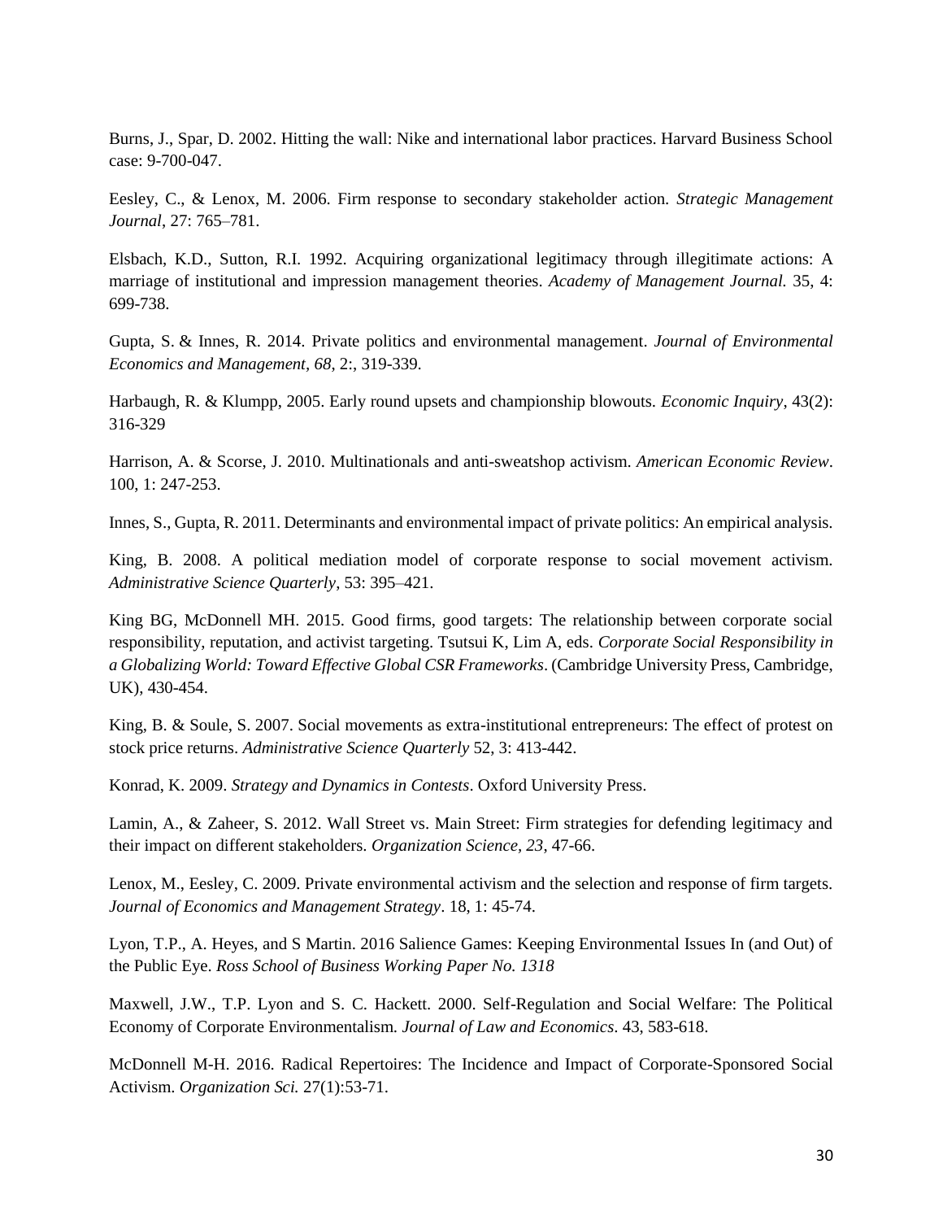Burns, J., Spar, D. 2002. Hitting the wall: Nike and international labor practices. Harvard Business School case: 9-700-047.

Eesley, C., & Lenox, M. 2006. Firm response to secondary stakeholder action. *Strategic Management Journal*, 27: 765–781.

Elsbach, K.D., Sutton, R.I. 1992. Acquiring organizational legitimacy through illegitimate actions: A marriage of institutional and impression management theories. *Academy of Management Journal.* 35, 4: 699-738.

Gupta, S. & Innes, R. 2014. Private politics and environmental management. *Journal of Environmental Economics and Management, 68*, 2:, 319-339.

Harbaugh, R. & Klumpp, 2005. Early round upsets and championship blowouts. *Economic Inquiry*, 43(2): 316-329

Harrison, A. & Scorse, J. 2010. Multinationals and anti-sweatshop activism. *American Economic Review*. 100, 1: 247-253.

Innes, S., Gupta, R. 2011. Determinants and environmental impact of private politics: An empirical analysis.

King, B. 2008. A political mediation model of corporate response to social movement activism. *Administrative Science Quarterly*, 53: 395–421.

King BG, McDonnell MH. 2015. Good firms, good targets: The relationship between corporate social responsibility, reputation, and activist targeting. Tsutsui K, Lim A, eds. *Corporate Social Responsibility in a Globalizing World: Toward Effective Global CSR Frameworks*. (Cambridge University Press, Cambridge, UK), 430-454.

King, B. & Soule, S. 2007. Social movements as extra-institutional entrepreneurs: The effect of protest on stock price returns. *Administrative Science Quarterly* 52, 3: 413-442.

Konrad, K. 2009. *Strategy and Dynamics in Contests*. Oxford University Press.

Lamin, A., & Zaheer, S. 2012. Wall Street vs. Main Street: Firm strategies for defending legitimacy and their impact on different stakeholders. *Organization Science, 23*, 47-66.

Lenox, M., Eesley, C. 2009. Private environmental activism and the selection and response of firm targets. *Journal of Economics and Management Strategy*. 18, 1: 45-74.

Lyon, T.P., A. Heyes, and S Martin. 2016 Salience Games: Keeping Environmental Issues In (and Out) of the Public Eye. *Ross School of Business Working Paper No. 1318*

Maxwell, J.W., T.P. Lyon and S. C. Hackett. 2000. Self-Regulation and Social Welfare: The Political Economy of Corporate Environmentalism. *Journal of Law and Economics*. 43, 583-618.

McDonnell M-H. 2016. Radical Repertoires: The Incidence and Impact of Corporate-Sponsored Social Activism. *Organization Sci.* 27(1):53-71.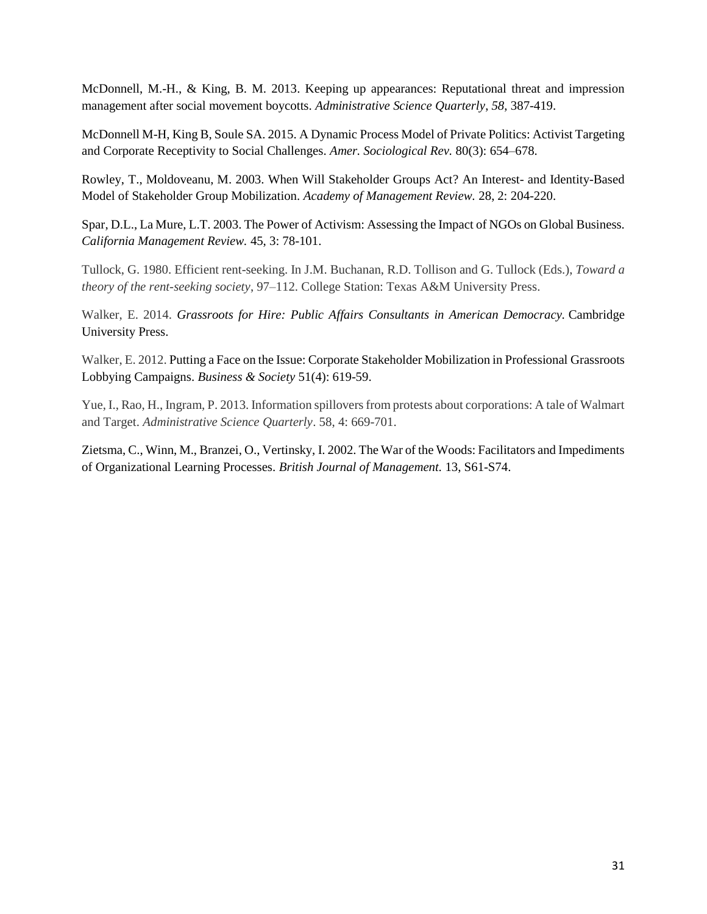McDonnell, M.-H., & King, B. M. 2013. Keeping up appearances: Reputational threat and impression management after social movement boycotts. *Administrative Science Quarterly*, *58*, 387-419.

McDonnell M-H, King B, Soule SA. 2015. A Dynamic Process Model of Private Politics: Activist Targeting and Corporate Receptivity to Social Challenges. *Amer. Sociological Rev.* 80(3): 654–678.

Rowley, T., Moldoveanu, M. 2003. When Will Stakeholder Groups Act? An Interest- and Identity-Based Model of Stakeholder Group Mobilization. *Academy of Management Review.* 28, 2: 204-220.

Spar, D.L., La Mure, L.T. 2003. The Power of Activism: Assessing the Impact of NGOs on Global Business. *California Management Review.* 45, 3: 78-101.

Tullock, G. 1980. Efficient rent-seeking. In J.M. Buchanan, R.D. Tollison and G. Tullock (Eds.), *Toward a theory of the rent-seeking society*, 97–112. College Station: Texas A&M University Press.

Walker, E. 2014. *Grassroots for Hire: Public Affairs Consultants in American Democracy.* Cambridge University Press.

Walker, E. 2012. Putting a Face on the Issue: Corporate Stakeholder Mobilization in Professional Grassroots Lobbying Campaigns. *Business & Society* 51(4): 619-59.

Yue, I., Rao, H., Ingram, P. 2013. Information spillovers from protests about corporations: A tale of Walmart and Target. *Administrative Science Quarterly*. 58, 4: 669-701.

Zietsma, C., Winn, M., Branzei, O., Vertinsky, I. 2002. The War of the Woods: Facilitators and Impediments of Organizational Learning Processes. *British Journal of Management.* 13, S61-S74.